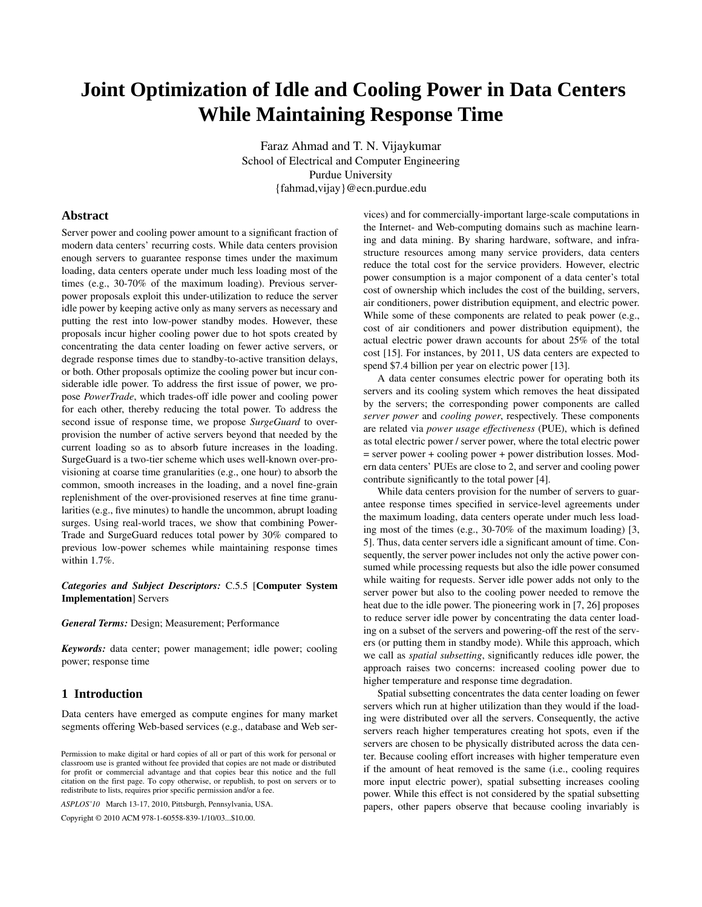# Joint Optimization of Idle and Cooling Power in Data Centers While Maintaining Response Time

Faraz Ahmad and T. N. Vijaykumar
School of Electrical and Computer Engineering
Purdue University
{fahmad,vijay}@ecn.purdue.edu

## Abstract

Server power and cooling power amount to a significant fraction of modern data centers' recurring costs. While data centers provision enough servers to guarantee response times under the maximum loading, data centers operate under much less loading most of the times (e.g., 30-70% of the maximum loading). Previous server-power proposals exploit this under-utilization to reduce the server idle power by keeping active only as many servers as necessary and putting the rest into low-power standby modes. However, these proposals incur higher cooling power due to hot spots created by concentrating the data center loading on fewer active servers, or degrade response times due to standby-to-active transition delays, or both. Other proposals optimize the cooling power but incur considerable idle power. To address the first issue of power, we propose *PowerTrade*, which trades-off idle power and cooling power for each other, thereby reducing the total power. To address the second issue of response time, we propose *SurgeGuard* to over-provision the number of active servers beyond that needed by the current loading so as to absorb future increases in the loading. SurgeGuard is a two-tier scheme which uses well-known over-provisioning at coarse time granularities (e.g., one hour) to absorb the common, smooth increases in the loading, and a novel fine-grain replenishment of the over-provisioned reserves at fine time granularities (e.g., five minutes) to handle the uncommon, abrupt loading surges. Using real-world traces, we show that combining PowerTrade and SurgeGuard reduces total power by 30% compared to previous low-power schemes while maintaining response times within 1.7%.

***Categories and Subject Descriptors:*** C.5.5 [**Computer System Implementation**] Servers

***General Terms:*** Design; Measurement; Performance

***Keywords:*** data center; power management; idle power; cooling power; response time

## 1 Introduction

Data centers have emerged as compute engines for many market segments offering Web-based services (e.g., database and Web services) and for commercially-important large-scale computations in the Internet- and Web-computing domains such as machine learning and data mining. By sharing hardware, software, and infrastructure resources among many service providers, data centers reduce the total cost for the service providers. However, electric power consumption is a major component of a data center's total cost of ownership which includes the cost of the building, servers, air conditioners, power distribution equipment, and electric power. While some of these components are related to peak power (e.g., cost of air conditioners and power distribution equipment), the actual electric power drawn accounts for about 25% of the total cost [15]. For instances, by 2011, US data centers are expected to spend \$7.4 billion per year on electric power [13].

A data center consumes electric power for operating both its servers and its cooling system which removes the heat dissipated by the servers; the corresponding power components are called *server power* and *cooling power*, respectively. These components are related via *power usage effectiveness* (PUE), which is defined as total electric power / server power, where the total electric power = server power + cooling power + power distribution losses. Modern data centers' PUEs are close to 2, and server and cooling power contribute significantly to the total power [4].

While data centers provision for the number of servers to guarantee response times specified in service-level agreements under the maximum loading, data centers operate under much less loading most of the times (e.g., 30-70% of the maximum loading) [3, 5]. Thus, data center servers idle a significant amount of time. Consequently, the server power includes not only the active power consumed while processing requests but also the idle power consumed while waiting for requests. Server idle power adds not only to the server power but also to the cooling power needed to remove the heat due to the idle power. The pioneering work in [7, 26] proposes to reduce server idle power by concentrating the data center loading on a subset of the servers and powering-off the rest of the servers (or putting them in standby mode). While this approach, which we call as *spatial subsetting*, significantly reduces idle power, the approach raises two concerns: increased cooling power due to higher temperature and response time degradation.

Spatial subsetting concentrates the data center loading on fewer servers which run at higher utilization than they would if the loading were distributed over all the servers. Consequently, the active servers reach higher temperatures creating hot spots, even if the servers are chosen to be physically distributed across the data center. Because cooling effort increases with higher temperature even if the amount of heat removed is the same (i.e., cooling requires more input electric power), spatial subsetting increases cooling power. While this effect is not considered by the spatial subsetting papers, other papers observe that because cooling invariably is

Permission to make digital or hard copies of all or part of this work for personal or classroom use is granted without fee provided that copies are not made or distributed for profit or commercial advantage and that copies bear this notice and the full citation on the first page. To copy otherwise, or republish, to post on servers or to redistribute to lists, requires prior specific permission and/or a fee.

*ASPLOS'10* March 13-17, 2010, Pittsburgh, Pennsylvania, USA.

Copyright © 2010 ACM 978-1-60558-839-1/10/03...\$10.00.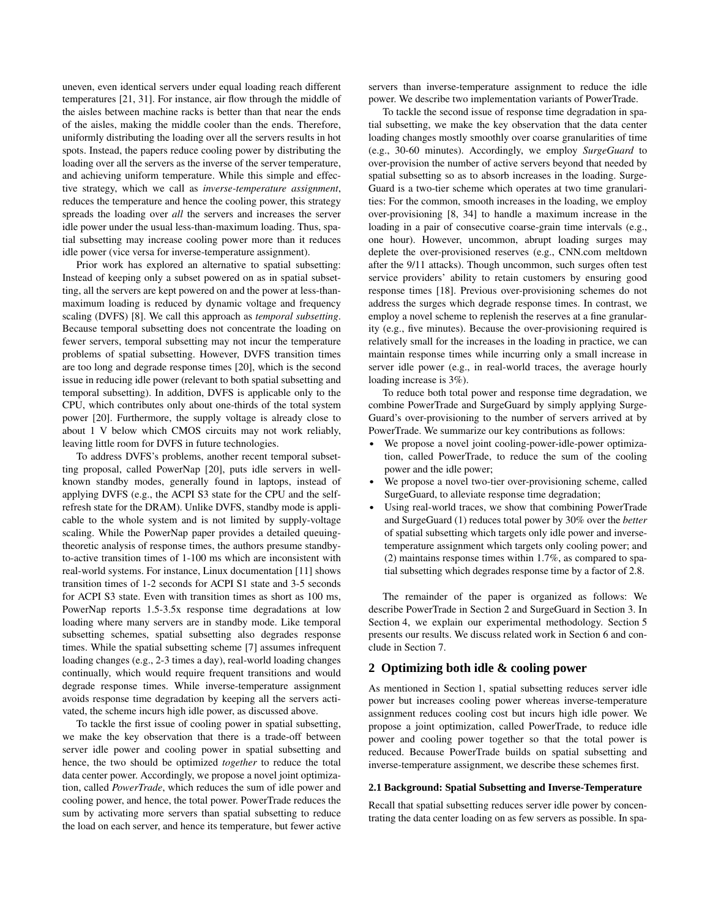uneven, even identical servers under equal loading reach different temperatures [21, 31]. For instance, air flow through the middle of the aisles between machine racks is better than that near the ends of the aisles, making the middle cooler than the ends. Therefore, uniformly distributing the loading over all the servers results in hot spots. Instead, the papers reduce cooling power by distributing the loading over all the servers as the inverse of the server temperature, and achieving uniform temperature. While this simple and effective strategy, which we call as *inverse-temperature assignment*, reduces the temperature and hence the cooling power, this strategy spreads the loading over *all* the servers and increases the server idle power under the usual less-than-maximum loading. Thus, spatial subsetting may increase cooling power more than it reduces idle power (vice versa for inverse-temperature assignment).

Prior work has explored an alternative to spatial subsetting: Instead of keeping only a subset powered on as in spatial subsetting, all the servers are kept powered on and the power at less-than-maximum loading is reduced by dynamic voltage and frequency scaling (DVFS) [8]. We call this approach as *temporal subsetting*. Because temporal subsetting does not concentrate the loading on fewer servers, temporal subsetting may not incur the temperature problems of spatial subsetting. However, DVFS transition times are too long and degrade response times [20], which is the second issue in reducing idle power (relevant to both spatial subsetting and temporal subsetting). In addition, DVFS is applicable only to the CPU, which contributes only about one-thirds of the total system power [20]. Furthermore, the supply voltage is already close to about 1 V below which CMOS circuits may not work reliably, leaving little room for DVFS in future technologies.

To address DVFS's problems, another recent temporal subsetting proposal, called PowerNap [20], puts idle servers in well-known standby modes, generally found in laptops, instead of applying DVFS (e.g., the ACPI S3 state for the CPU and the self-refresh state for the DRAM). Unlike DVFS, standby mode is applicable to the whole system and is not limited by supply-voltage scaling. While the PowerNap paper provides a detailed queuing-theoretic analysis of response times, the authors presume standby-to-active transition times of 1-100 ms which are inconsistent with real-world systems. For instance, Linux documentation [11] shows transition times of 1-2 seconds for ACPI S1 state and 3-5 seconds for ACPI S3 state. Even with transition times as short as 100 ms, PowerNap reports 1.5-3.5x response time degradations at low loading where many servers are in standby mode. Like temporal subsetting schemes, spatial subsetting also degrades response times. While the spatial subsetting scheme [7] assumes infrequent loading changes (e.g., 2-3 times a day), real-world loading changes continually, which would require frequent transitions and would degrade response times. While inverse-temperature assignment avoids response time degradation by keeping all the servers activated, the scheme incurs high idle power, as discussed above.

To tackle the first issue of cooling power in spatial subsetting, we make the key observation that there is a trade-off between server idle power and cooling power in spatial subsetting and hence, the two should be optimized *together* to reduce the total data center power. Accordingly, we propose a novel joint optimization, called *PowerTrade*, which reduces the sum of idle power and cooling power, and hence, the total power. PowerTrade reduces the sum by activating more servers than spatial subsetting to reduce the load on each server, and hence its temperature, but fewer active servers than inverse-temperature assignment to reduce the idle power. We describe two implementation variants of PowerTrade.

To tackle the second issue of response time degradation in spatial subsetting, we make the key observation that the data center loading changes mostly smoothly over coarse granularities of time (e.g., 30-60 minutes). Accordingly, we employ *SurgeGuard* to over-provision the number of active servers beyond that needed by spatial subsetting so as to absorb increases in the loading. SurgeGuard is a two-tier scheme which operates at two time granularities: For the common, smooth increases in the loading, we employ over-provisioning [8, 34] to handle a maximum increase in the loading in a pair of consecutive coarse-grain time intervals (e.g., one hour). However, uncommon, abrupt loading surges may deplete the over-provisioned reserves (e.g., CNN.com meltdown after the 9/11 attacks). Though uncommon, such surges often test service providers' ability to retain customers by ensuring good response times [18]. Previous over-provisioning schemes do not address the surges which degrade response times. In contrast, we employ a novel scheme to replenish the reserves at a fine granularity (e.g., five minutes). Because the over-provisioning required is relatively small for the increases in the loading in practice, we can maintain response times while incurring only a small increase in server idle power (e.g., in real-world traces, the average hourly loading increase is 3%).

To reduce both total power and response time degradation, we combine PowerTrade and SurgeGuard by simply applying SurgeGuard's over-provisioning to the number of servers arrived at by PowerTrade. We summarize our key contributions as follows:

- We propose a novel joint cooling-power-idle-power optimization, called PowerTrade, to reduce the sum of the cooling power and the idle power;
- We propose a novel two-tier over-provisioning scheme, called SurgeGuard, to alleviate response time degradation;
- Using real-world traces, we show that combining PowerTrade and SurgeGuard (1) reduces total power by 30% over the *better* of spatial subsetting which targets only idle power and inverse-temperature assignment which targets only cooling power; and (2) maintains response times within 1.7%, as compared to spatial subsetting which degrades response time by a factor of 2.8.

The remainder of the paper is organized as follows: We describe PowerTrade in Section 2 and SurgeGuard in Section 3. In Section 4, we explain our experimental methodology. Section 5 presents our results. We discuss related work in Section 6 and conclude in Section 7.

## 2 Optimizing both idle & cooling power

As mentioned in Section 1, spatial subsetting reduces server idle power but increases cooling power whereas inverse-temperature assignment reduces cooling cost but incurs high idle power. We propose a joint optimization, called PowerTrade, to reduce idle power and cooling power together so that the total power is reduced. Because PowerTrade builds on spatial subsetting and inverse-temperature assignment, we describe these schemes first.

### 2.1 Background: Spatial Subsetting and Inverse-Temperature

Recall that spatial subsetting reduces server idle power by concentrating the data center loading on as few servers as possible. In spa-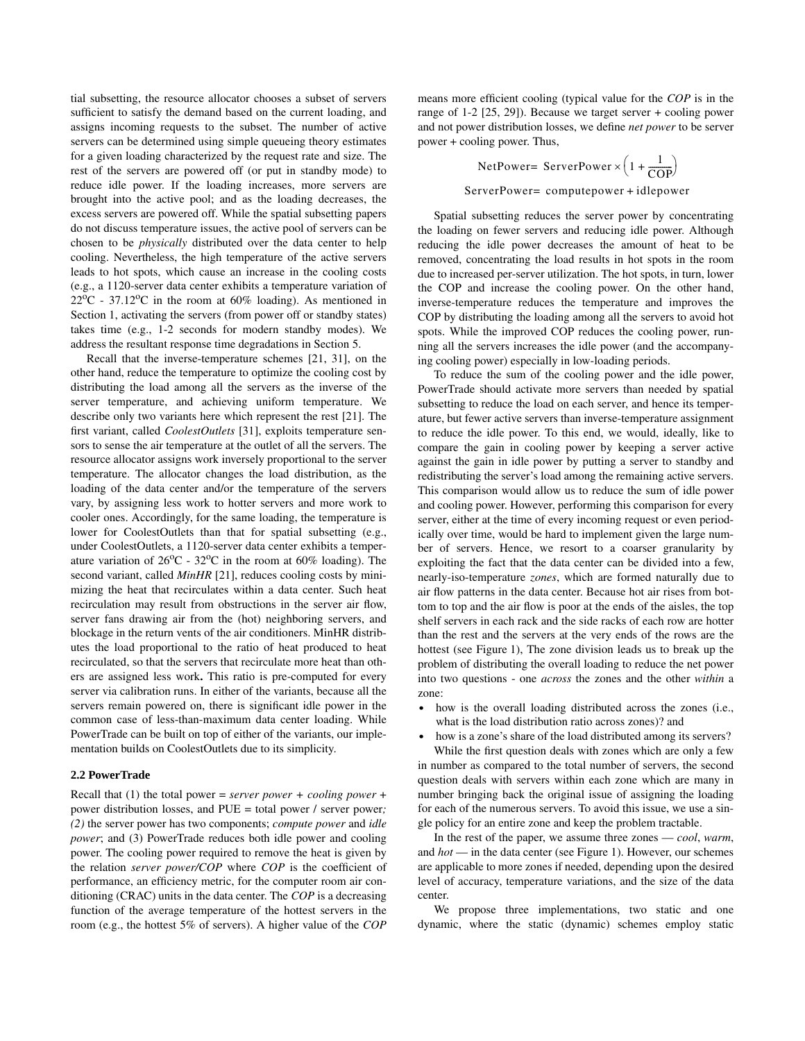tial subsetting, the resource allocator chooses a subset of servers sufficient to satisfy the demand based on the current loading, and assigns incoming requests to the subset. The number of active servers can be determined using simple queueing theory estimates for a given loading characterized by the request rate and size. The rest of the servers are powered off (or put in standby mode) to reduce idle power. If the loading increases, more servers are brought into the active pool; and as the loading decreases, the excess servers are powered off. While the spatial subsetting papers do not discuss temperature issues, the active pool of servers can be chosen to be *physically* distributed over the data center to help cooling. Nevertheless, the high temperature of the active servers leads to hot spots, which cause an increase in the cooling costs (e.g., a 1120-server data center exhibits a temperature variation of $22^oC$ - $37.12^oC$ in the room at 60% loading). As mentioned in Section 1, activating the servers (from power off or standby states) takes time (e.g., 1-2 seconds for modern standby modes). We address the resultant response time degradations in Section 5.

Recall that the inverse-temperature schemes [21, 31], on the other hand, reduce the temperature to optimize the cooling cost by distributing the load among all the servers as the inverse of the server temperature, and achieving uniform temperature. We describe only two variants here which represent the rest [21]. The first variant, called *CoolestOutlets* [31], exploits temperature sensors to sense the air temperature at the outlet of all the servers. The resource allocator assigns work inversely proportional to the server temperature. The allocator changes the load distribution, as the loading of the data center and/or the temperature of the servers vary, by assigning less work to hotter servers and more work to cooler ones. Accordingly, for the same loading, the temperature is lower for CoolestOutlets than that for spatial subsetting (e.g., under CoolestOutlets, a 1120-server data center exhibits a temperature variation of $26^oC$ - $32^oC$ in the room at 60% loading). The second variant, called *MinHR* [21], reduces cooling costs by minimizing the heat that recirculates within a data center. Such heat recirculation may result from obstructions in the server air flow, server fans drawing air from the (hot) neighboring servers, and blockage in the return vents of the air conditioners. MinHR distributes the load proportional to the ratio of heat produced to heat recirculated, so that the servers that recirculate more heat than others are assigned less work**.** This ratio is pre-computed for every server via calibration runs. In either of the variants, because all the servers remain powered on, there is significant idle power in the common case of less-than-maximum data center loading. While PowerTrade can be built on top of either of the variants, our implementation builds on CoolestOutlets due to its simplicity.

### 2.2 PowerTrade

Recall that (1) the total power = *server power + cooling power* + power distribution losses, and PUE = total power / server power*; (2)* the server power has two components; *compute power* and *idle power*; and (3) PowerTrade reduces both idle power and cooling power. The cooling power required to remove the heat is given by the relation *server power/COP* where *COP* is the coefficient of performance, an efficiency metric, for the computer room air conditioning (CRAC) units in the data center. The *COP* is a decreasing function of the average temperature of the hottest servers in the room (e.g., the hottest 5% of servers). A higher value of the *COP* means more efficient cooling (typical value for the *COP* is in the range of 1-2 [25, 29]). Because we target server + cooling power and not power distribution losses, we define *net power* to be server power + cooling power. Thus,

$$\text{NetPower} = \text{ServerPower} \times \left(1 + \frac{1}{\text{COP}}\right)$$

$$\text{ServerPower} = \text{computepower} + \text{idlepower}$$

Spatial subsetting reduces the server power by concentrating the loading on fewer servers and reducing idle power. Although reducing the idle power decreases the amount of heat to be removed, concentrating the load results in hot spots in the room due to increased per-server utilization. The hot spots, in turn, lower the COP and increase the cooling power. On the other hand, inverse-temperature reduces the temperature and improves the COP by distributing the loading among all the servers to avoid hot spots. While the improved COP reduces the cooling power, running all the servers increases the idle power (and the accompanying cooling power) especially in low-loading periods.

To reduce the sum of the cooling power and the idle power, PowerTrade should activate more servers than needed by spatial subsetting to reduce the load on each server, and hence its temperature, but fewer active servers than inverse-temperature assignment to reduce the idle power. To this end, we would, ideally, like to compare the gain in cooling power by keeping a server active against the gain in idle power by putting a server to standby and redistributing the server's load among the remaining active servers. This comparison would allow us to reduce the sum of idle power and cooling power. However, performing this comparison for every server, either at the time of every incoming request or even periodically over time, would be hard to implement given the large number of servers. Hence, we resort to a coarser granularity by exploiting the fact that the data center can be divided into a few, nearly-iso-temperature *zones*, which are formed naturally due to air flow patterns in the data center. Because hot air rises from bottom to top and the air flow is poor at the ends of the aisles, the top shelf servers in each rack and the side racks of each row are hotter than the rest and the servers at the very ends of the rows are the hottest (see Figure 1), The zone division leads us to break up the problem of distributing the overall loading to reduce the net power into two questions - one *across* the zones and the other *within* a zone:

- how is the overall loading distributed across the zones (i.e., what is the load distribution ratio across zones)? and
- how is a zone's share of the load distributed among its servers?

While the first question deals with zones which are only a few in number as compared to the total number of servers, the second question deals with servers within each zone which are many in number bringing back the original issue of assigning the loading for each of the numerous servers. To avoid this issue, we use a single policy for an entire zone and keep the problem tractable.

In the rest of the paper, we assume three zones — *cool*, *warm*, and *hot* — in the data center (see Figure 1). However, our schemes are applicable to more zones if needed, depending upon the desired level of accuracy, temperature variations, and the size of the data center.

We propose three implementations, two static and one dynamic, where the static (dynamic) schemes employ static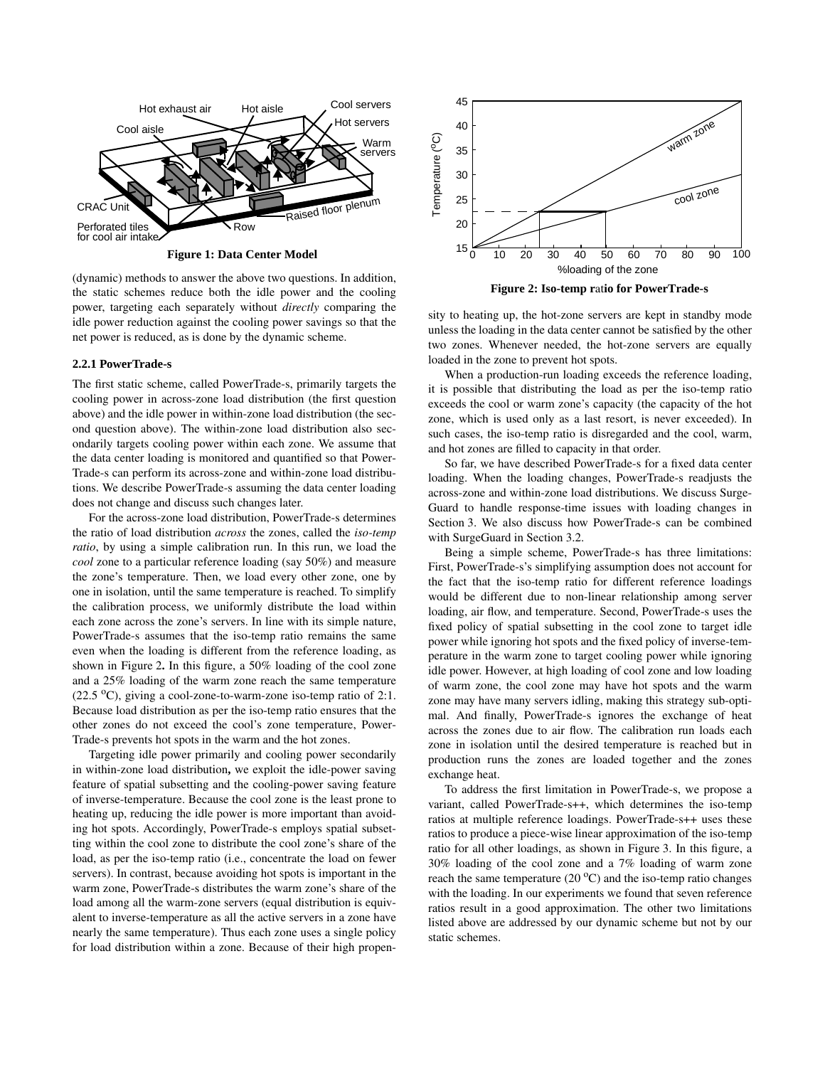**Figure 1: Data Center Model**

(dynamic) methods to answer the above two questions. In addition, the static schemes reduce both the idle power and the cooling power, targeting each separately without *directly* comparing the idle power reduction against the cooling power savings so that the net power is reduced, as is done by the dynamic scheme.

### 2.2.1 PowerTrade-s

The first static scheme, called PowerTrade-s, primarily targets the cooling power in across-zone load distribution (the first question above) and the idle power in within-zone load distribution (the second question above). The within-zone load distribution also secondarily targets cooling power within each zone. We assume that the data center loading is monitored and quantified so that PowerTrade-s can perform its across-zone and within-zone load distributions. We describe PowerTrade-s assuming the data center loading does not change and discuss such changes later.

For the across-zone load distribution, PowerTrade-s determines the ratio of load distribution *across* the zones, called the *iso-temp ratio*, by using a simple calibration run. In this run, we load the *cool* zone to a particular reference loading (say 50%) and measure the zone's temperature. Then, we load every other zone, one by one in isolation, until the same temperature is reached. To simplify the calibration process, we uniformly distribute the load within each zone across the zone's servers. In line with its simple nature, PowerTrade-s assumes that the iso-temp ratio remains the same even when the loading is different from the reference loading, as shown in Figure 2. In this figure, a 50% loading of the cool zone and a 25% loading of the warm zone reach the same temperature (22.5 $^oC$), giving a cool-zone-to-warm-zone iso-temp ratio of 2:1. Because load distribution as per the iso-temp ratio ensures that the other zones do not exceed the cool's zone temperature, PowerTrade-s prevents hot spots in the warm and the hot zones.

Targeting idle power primarily and cooling power secondarily in within-zone load distribution**,** we exploit the idle-power saving feature of spatial subsetting and the cooling-power saving feature of inverse-temperature. Because the cool zone is the least prone to heating up, reducing the idle power is more important than avoiding hot spots. Accordingly, PowerTrade-s employs spatial subsetting within the cool zone to distribute the cool zone's share of the load, as per the iso-temp ratio (i.e., concentrate the load on fewer servers). In contrast, because avoiding hot spots is important in the warm zone, PowerTrade-s distributes the warm zone's share of the load among all the warm-zone servers (equal distribution is equivalent to inverse-temperature as all the active servers in a zone have nearly the same temperature). Thus each zone uses a single policy for load distribution within a zone. Because of their high propensity to heating up, the hot-zone servers are kept in standby mode unless the loading in the data center cannot be satisfied by the other two zones. Whenever needed, the hot-zone servers are equally loaded in the zone to prevent hot spots.

**Figure 2: Iso-temp ratio for PowerTrade-s**

When a production-run loading exceeds the reference loading, it is possible that distributing the load as per the iso-temp ratio exceeds the cool or warm zone's capacity (the capacity of the hot zone, which is used only as a last resort, is never exceeded). In such cases, the iso-temp ratio is disregarded and the cool, warm, and hot zones are filled to capacity in that order.

So far, we have described PowerTrade-s for a fixed data center loading. When the loading changes, PowerTrade-s readjusts the across-zone and within-zone load distributions. We discuss SurgeGuard to handle response-time issues with loading changes in Section 3. We also discuss how PowerTrade-s can be combined with SurgeGuard in Section 3.2.

Being a simple scheme, PowerTrade-s has three limitations: First, PowerTrade-s's simplifying assumption does not account for the fact that the iso-temp ratio for different reference loadings would be different due to non-linear relationship among server loading, air flow, and temperature. Second, PowerTrade-s uses the fixed policy of spatial subsetting in the cool zone to target idle power while ignoring hot spots and the fixed policy of inverse-temperature in the warm zone to target cooling power while ignoring idle power. However, at high loading of cool zone and low loading of warm zone, the cool zone may have hot spots and the warm zone may have many servers idling, making this strategy sub-optimal. And finally, PowerTrade-s ignores the exchange of heat across the zones due to air flow. The calibration run loads each zone in isolation until the desired temperature is reached but in production runs the zones are loaded together and the zones exchange heat.

To address the first limitation in PowerTrade-s, we propose a variant, called PowerTrade-s++, which determines the iso-temp ratios at multiple reference loadings. PowerTrade-s++ uses these ratios to produce a piece-wise linear approximation of the iso-temp ratio for all other loadings, as shown in Figure 3. In this figure, a 30% loading of the cool zone and a 7% loading of warm zone reach the same temperature (20 $^oC$) and the iso-temp ratio changes with the loading. In our experiments we found that seven reference ratios result in a good approximation. The other two limitations listed above are addressed by our dynamic scheme but not by our static schemes.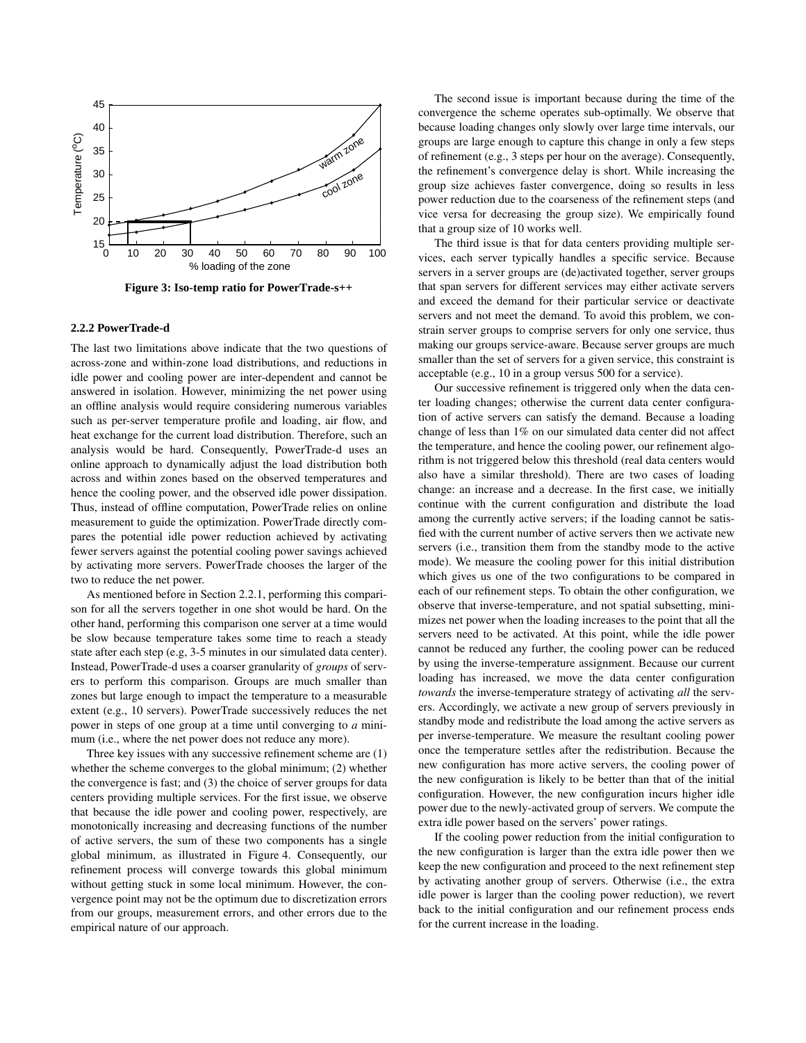Figure 3: Iso-temp ratio for PowerTrade-s++

### 2.2.2 PowerTrade-d

The last two limitations above indicate that the two questions of across-zone and within-zone load distributions, and reductions in idle power and cooling power are inter-dependent and cannot be answered in isolation. However, minimizing the net power using an offline analysis would require considering numerous variables such as per-server temperature profile and loading, air flow, and heat exchange for the current load distribution. Therefore, such an analysis would be hard. Consequently, PowerTrade-d uses an online approach to dynamically adjust the load distribution both across and within zones based on the observed temperatures and hence the cooling power, and the observed idle power dissipation. Thus, instead of offline computation, PowerTrade relies on online measurement to guide the optimization. PowerTrade directly compares the potential idle power reduction achieved by activating fewer servers against the potential cooling power savings achieved by activating more servers. PowerTrade chooses the larger of the two to reduce the net power.

As mentioned before in Section 2.2.1, performing this comparison for all the servers together in one shot would be hard. On the other hand, performing this comparison one server at a time would be slow because temperature takes some time to reach a steady state after each step (e.g, 3-5 minutes in our simulated data center). Instead, PowerTrade-d uses a coarser granularity of *groups* of servers to perform this comparison. Groups are much smaller than zones but large enough to impact the temperature to a measurable extent (e.g., 10 servers). PowerTrade successively reduces the net power in steps of one group at a time until converging to *a* minimum (i.e., where the net power does not reduce any more).

Three key issues with any successive refinement scheme are (1) whether the scheme converges to the global minimum; (2) whether the convergence is fast; and (3) the choice of server groups for data centers providing multiple services. For the first issue, we observe that because the idle power and cooling power, respectively, are monotonically increasing and decreasing functions of the number of active servers, the sum of these two components has a single global minimum, as illustrated in Figure 4. Consequently, our refinement process will converge towards this global minimum without getting stuck in some local minimum. However, the convergence point may not be the optimum due to discretization errors from our groups, measurement errors, and other errors due to the empirical nature of our approach.

The second issue is important because during the time of the convergence the scheme operates sub-optimally. We observe that because loading changes only slowly over large time intervals, our groups are large enough to capture this change in only a few steps of refinement (e.g., 3 steps per hour on the average). Consequently, the refinement's convergence delay is short. While increasing the group size achieves faster convergence, doing so results in less power reduction due to the coarseness of the refinement steps (and vice versa for decreasing the group size). We empirically found that a group size of 10 works well.

The third issue is that for data centers providing multiple services, each server typically handles a specific service. Because servers in a server groups are (de)activated together, server groups that span servers for different services may either activate servers and exceed the demand for their particular service or deactivate servers and not meet the demand. To avoid this problem, we constrain server groups to comprise servers for only one service, thus making our groups service-aware. Because server groups are much smaller than the set of servers for a given service, this constraint is acceptable (e.g., 10 in a group versus 500 for a service).

Our successive refinement is triggered only when the data center loading changes; otherwise the current data center configuration of active servers can satisfy the demand. Because a loading change of less than 1% on our simulated data center did not affect the temperature, and hence the cooling power, our refinement algorithm is not triggered below this threshold (real data centers would also have a similar threshold). There are two cases of loading change: an increase and a decrease. In the first case, we initially continue with the current configuration and distribute the load among the currently active servers; if the loading cannot be satisfied with the current number of active servers then we activate new servers (i.e., transition them from the standby mode to the active mode). We measure the cooling power for this initial distribution which gives us one of the two configurations to be compared in each of our refinement steps. To obtain the other configuration, we observe that inverse-temperature, and not spatial subsetting, minimizes net power when the loading increases to the point that all the servers need to be activated. At this point, while the idle power cannot be reduced any further, the cooling power can be reduced by using the inverse-temperature assignment. Because our current loading has increased, we move the data center configuration *towards* the inverse-temperature strategy of activating *all* the servers. Accordingly, we activate a new group of servers previously in standby mode and redistribute the load among the active servers as per inverse-temperature. We measure the resultant cooling power once the temperature settles after the redistribution. Because the new configuration has more active servers, the cooling power of the new configuration is likely to be better than that of the initial configuration. However, the new configuration incurs higher idle power due to the newly-activated group of servers. We compute the extra idle power based on the servers' power ratings.

If the cooling power reduction from the initial configuration to the new configuration is larger than the extra idle power then we keep the new configuration and proceed to the next refinement step by activating another group of servers. Otherwise (i.e., the extra idle power is larger than the cooling power reduction), we revert back to the initial configuration and our refinement process ends for the current increase in the loading.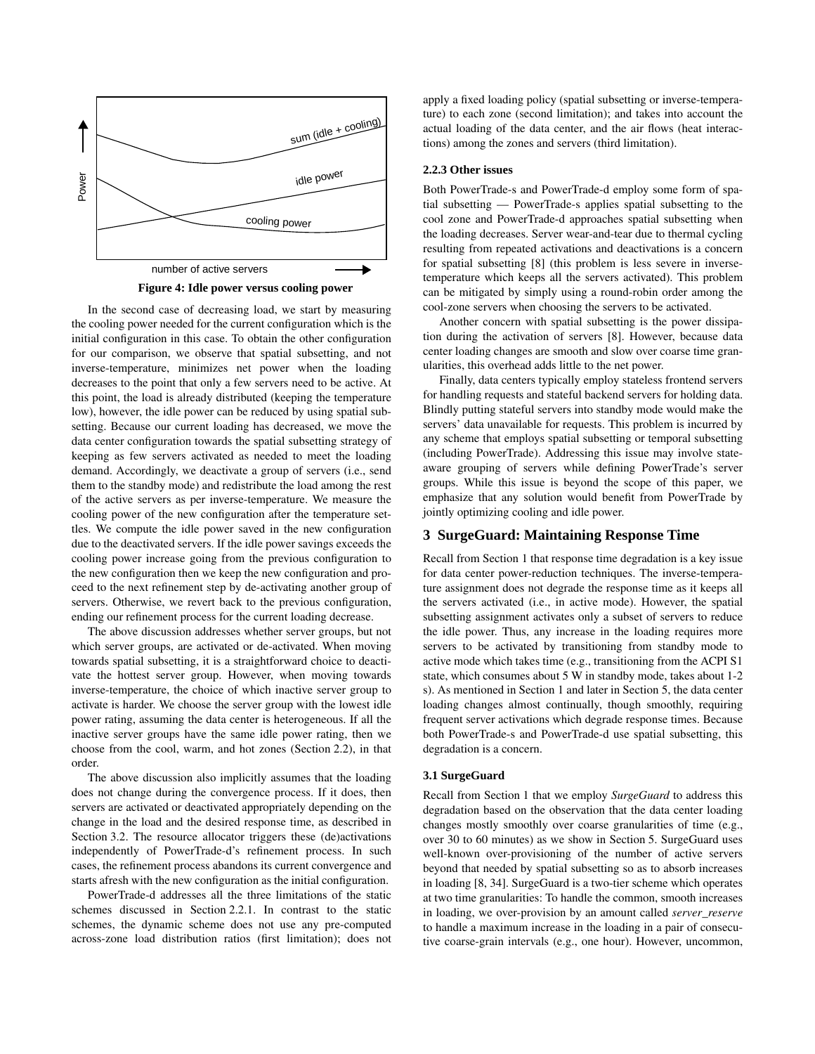sum (idle + cooling)

idle power

cooling power

Power

number of active servers

**Figure 4: Idle power versus cooling power**

In the second case of decreasing load, we start by measuring the cooling power needed for the current configuration which is the initial configuration in this case. To obtain the other configuration for our comparison, we observe that spatial subsetting, and not inverse-temperature, minimizes net power when the loading decreases to the point that only a few servers need to be active. At this point, the load is already distributed (keeping the temperature low), however, the idle power can be reduced by using spatial subsetting. Because our current loading has decreased, we move the data center configuration towards the spatial subsetting strategy of keeping as few servers activated as needed to meet the loading demand. Accordingly, we deactivate a group of servers (i.e., send them to the standby mode) and redistribute the load among the rest of the active servers as per inverse-temperature. We measure the cooling power of the new configuration after the temperature settles. We compute the idle power saved in the new configuration due to the deactivated servers. If the idle power savings exceeds the cooling power increase going from the previous configuration to the new configuration then we keep the new configuration and proceed to the next refinement step by de-activating another group of servers. Otherwise, we revert back to the previous configuration, ending our refinement process for the current loading decrease.

The above discussion addresses whether server groups, but not which server groups, are activated or de-activated. When moving towards spatial subsetting, it is a straightforward choice to deactivate the hottest server group. However, when moving towards inverse-temperature, the choice of which inactive server group to activate is harder. We choose the server group with the lowest idle power rating, assuming the data center is heterogeneous. If all the inactive server groups have the same idle power rating, then we choose from the cool, warm, and hot zones (Section 2.2), in that order.

The above discussion also implicitly assumes that the loading does not change during the convergence process. If it does, then servers are activated or deactivated appropriately depending on the change in the load and the desired response time, as described in Section 3.2. The resource allocator triggers these (de)activations independently of PowerTrade-d's refinement process. In such cases, the refinement process abandons its current convergence and starts afresh with the new configuration as the initial configuration.

PowerTrade-d addresses all the three limitations of the static schemes discussed in Section 2.2.1. In contrast to the static schemes, the dynamic scheme does not use any pre-computed across-zone load distribution ratios (first limitation); does not apply a fixed loading policy (spatial subsetting or inverse-temperature) to each zone (second limitation); and takes into account the actual loading of the data center, and the air flows (heat interactions) among the zones and servers (third limitation).

### 2.2.3 Other issues

Both PowerTrade-s and PowerTrade-d employ some form of spatial subsetting — PowerTrade-s applies spatial subsetting to the cool zone and PowerTrade-d approaches spatial subsetting when the loading decreases. Server wear-and-tear due to thermal cycling resulting from repeated activations and deactivations is a concern for spatial subsetting [8] (this problem is less severe in inverse-temperature which keeps all the servers activated). This problem can be mitigated by simply using a round-robin order among the cool-zone servers when choosing the servers to be activated.

Another concern with spatial subsetting is the power dissipation during the activation of servers [8]. However, because data center loading changes are smooth and slow over coarse time granularities, this overhead adds little to the net power.

Finally, data centers typically employ stateless frontend servers for handling requests and stateful backend servers for holding data. Blindly putting stateful servers into standby mode would make the servers' data unavailable for requests. This problem is incurred by any scheme that employs spatial subsetting or temporal subsetting (including PowerTrade). Addressing this issue may involve state-aware grouping of servers while defining PowerTrade's server groups. While this issue is beyond the scope of this paper, we emphasize that any solution would benefit from PowerTrade by jointly optimizing cooling and idle power.

## 3 SurgeGuard: Maintaining Response Time

Recall from Section 1 that response time degradation is a key issue for data center power-reduction techniques. The inverse-temperature assignment does not degrade the response time as it keeps all the servers activated (i.e., in active mode). However, the spatial subsetting assignment activates only a subset of servers to reduce the idle power. Thus, any increase in the loading requires more servers to be activated by transitioning from standby mode to active mode which takes time (e.g., transitioning from the ACPI S1 state, which consumes about 5 W in standby mode, takes about 1-2 s). As mentioned in Section 1 and later in Section 5, the data center loading changes almost continually, though smoothly, requiring frequent server activations which degrade response times. Because both PowerTrade-s and PowerTrade-d use spatial subsetting, this degradation is a concern.

### 3.1 SurgeGuard

Recall from Section 1 that we employ *SurgeGuard* to address this degradation based on the observation that the data center loading changes mostly smoothly over coarse granularities of time (e.g., over 30 to 60 minutes) as we show in Section 5. SurgeGuard uses well-known over-provisioning of the number of active servers beyond that needed by spatial subsetting so as to absorb increases in loading [8, 34]. SurgeGuard is a two-tier scheme which operates at two time granularities: To handle the common, smooth increases in loading, we over-provision by an amount called *server_reserve* to handle a maximum increase in the loading in a pair of consecutive coarse-grain intervals (e.g., one hour). However, uncommon,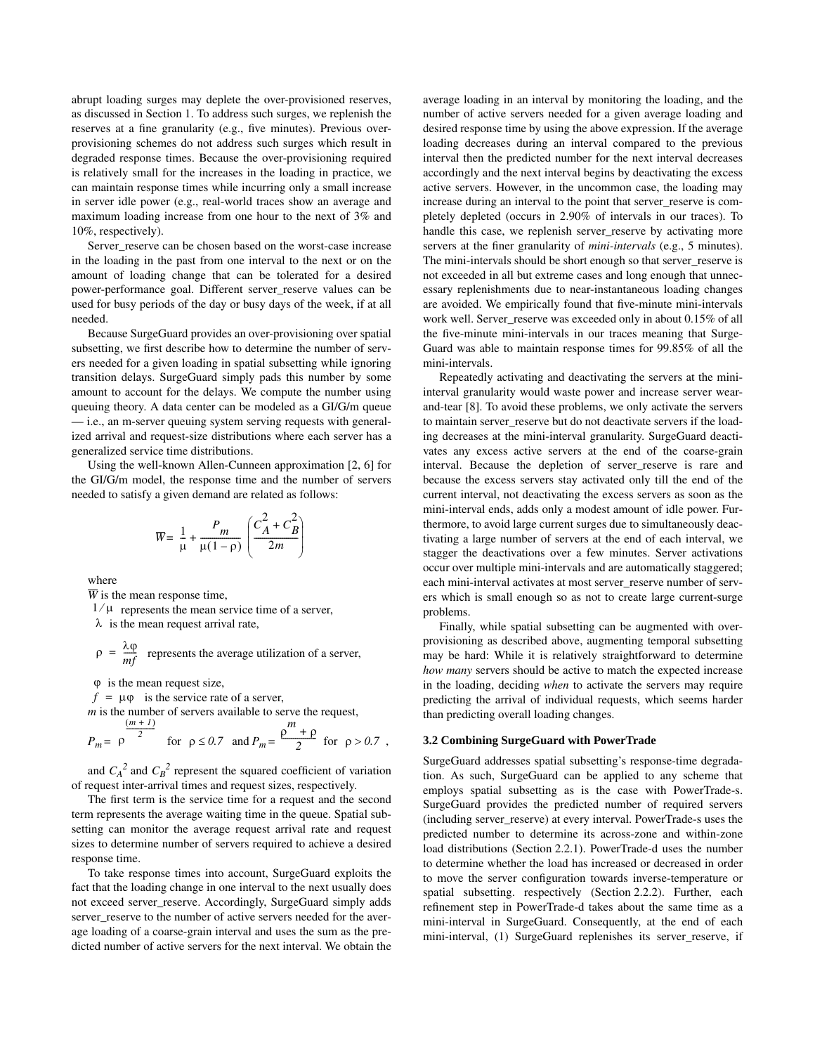abrupt loading surges may deplete the over-provisioned reserves, as discussed in Section 1. To address such surges, we replenish the reserves at a fine granularity (e.g., five minutes). Previous over-provisioning schemes do not address such surges which result in degraded response times. Because the over-provisioning required is relatively small for the increases in the loading in practice, we can maintain response times while incurring only a small increase in server idle power (e.g., real-world traces show an average and maximum loading increase from one hour to the next of 3% and 10%, respectively).

Server_reserve can be chosen based on the worst-case increase in the loading in the past from one interval to the next or on the amount of loading change that can be tolerated for a desired power-performance goal. Different server_reserve values can be used for busy periods of the day or busy days of the week, if at all needed.

Because SurgeGuard provides an over-provisioning over spatial subsetting, we first describe how to determine the number of servers needed for a given loading in spatial subsetting while ignoring transition delays. SurgeGuard simply pads this number by some amount to account for the delays. We compute the number using queuing theory. A data center can be modeled as a GI/G/m queue — i.e., an m-server queuing system serving requests with generalized arrival and request-size distributions where each server has a generalized service time distributions.

Using the well-known Allen-Cunneen approximation [2, 6] for the GI/G/m model, the response time and the number of servers needed to satisfy a given demand are related as follows:

$$\overline{W} = \frac{1}{\mu} + \frac{P_m}{\mu(1-\rho)}\left(\frac{C_A^2 + C_B^2}{2m}\right)$$

where

$\overline{W}$ is the mean response time,

$1/\mu$ represents the mean service time of a server,

$\lambda$ is the mean request arrival rate,

$\rho = \frac{\lambda\varphi}{mf}$ represents the average utilization of a server,

$\varphi$ is the mean request size,

$f = \mu\varphi$ is the service rate of a server,

$m$ is the number of servers available to serve the request,

$P_m = \rho^{\frac{(m+1)}{2}}$ for $\rho \le 0.7$ and $P_m = \frac{\rho^m + \rho}{2}$ for $\rho > 0.7$ ,

and $C_A^2$ and $C_B^2$ represent the squared coefficient of variation of request inter-arrival times and request sizes, respectively.

The first term is the service time for a request and the second term represents the average waiting time in the queue. Spatial subsetting can monitor the average request arrival rate and request sizes to determine number of servers required to achieve a desired response time.

To take response times into account, SurgeGuard exploits the fact that the loading change in one interval to the next usually does not exceed server_reserve. Accordingly, SurgeGuard simply adds server_reserve to the number of active servers needed for the average loading of a coarse-grain interval and uses the sum as the predicted number of active servers for the next interval. We obtain the average loading in an interval by monitoring the loading, and the number of active servers needed for a given average loading and desired response time by using the above expression. If the average loading decreases during an interval compared to the previous interval then the predicted number for the next interval decreases accordingly and the next interval begins by deactivating the excess active servers. However, in the uncommon case, the loading may increase during an interval to the point that server_reserve is completely depleted (occurs in 2.90% of intervals in our traces). To handle this case, we replenish server_reserve by activating more servers at the finer granularity of *mini-intervals* (e.g., 5 minutes). The mini-intervals should be short enough so that server_reserve is not exceeded in all but extreme cases and long enough that unnecessary replenishments due to near-instantaneous loading changes are avoided. We empirically found that five-minute mini-intervals work well. Server_reserve was exceeded only in about 0.15% of all the five-minute mini-intervals in our traces meaning that SurgeGuard was able to maintain response times for 99.85% of all the mini-intervals.

Repeatedly activating and deactivating the servers at the mini-interval granularity would waste power and increase server wear-and-tear [8]. To avoid these problems, we only activate the servers to maintain server_reserve but do not deactivate servers if the loading decreases at the mini-interval granularity. SurgeGuard deactivates any excess active servers at the end of the coarse-grain interval. Because the depletion of server_reserve is rare and because the excess servers stay activated only till the end of the current interval, not deactivating the excess servers as soon as the mini-interval ends, adds only a modest amount of idle power. Furthermore, to avoid large current surges due to simultaneously deactivating a large number of servers at the end of each interval, we stagger the deactivations over a few minutes. Server activations occur over multiple mini-intervals and are automatically staggered; each mini-interval activates at most server_reserve number of servers which is small enough so as not to create large current-surge problems.

Finally, while spatial subsetting can be augmented with over-provisioning as described above, augmenting temporal subsetting may be hard: While it is relatively straightforward to determine *how many* servers should be active to match the expected increase in the loading, deciding *when* to activate the servers may require predicting the arrival of individual requests, which seems harder than predicting overall loading changes.

### 3.2 Combining SurgeGuard with PowerTrade

SurgeGuard addresses spatial subsetting's response-time degradation. As such, SurgeGuard can be applied to any scheme that employs spatial subsetting as is the case with PowerTrade-s. SurgeGuard provides the predicted number of required servers (including server_reserve) at every interval. PowerTrade-s uses the predicted number to determine its across-zone and within-zone load distributions (Section 2.2.1). PowerTrade-d uses the number to determine whether the load has increased or decreased in order to move the server configuration towards inverse-temperature or spatial subsetting. respectively (Section 2.2.2). Further, each refinement step in PowerTrade-d takes about the same time as a mini-interval in SurgeGuard. Consequently, at the end of each mini-interval, (1) SurgeGuard replenishes its server_reserve, if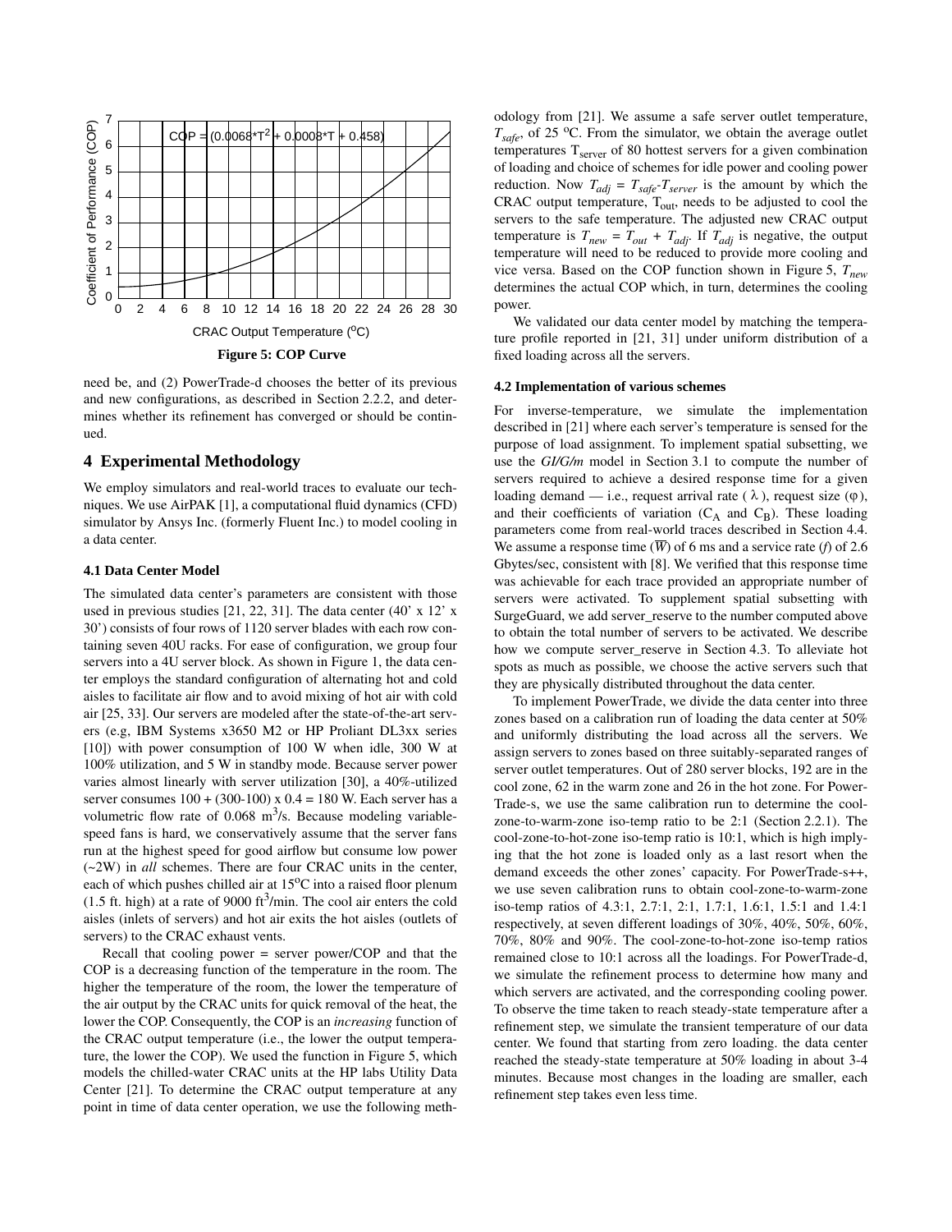Figure 5: COP Curve

need be, and (2) PowerTrade-d chooses the better of its previous and new configurations, as described in Section 2.2.2, and determines whether its refinement has converged or should be continued.

# 4 Experimental Methodology

We employ simulators and real-world traces to evaluate our techniques. We use AirPAK [1], a computational fluid dynamics (CFD) simulator by Ansys Inc. (formerly Fluent Inc.) to model cooling in a data center.

### 4.1 Data Center Model

The simulated data center's parameters are consistent with those used in previous studies [21, 22, 31]. The data center (40' x 12' x 30') consists of four rows of 1120 server blades with each row containing seven 40U racks. For ease of configuration, we group four servers into a 4U server block. As shown in Figure 1, the data center employs the standard configuration of alternating hot and cold aisles to facilitate air flow and to avoid mixing of hot air with cold air [25, 33]. Our servers are modeled after the state-of-the-art servers (e.g, IBM Systems x3650 M2 or HP Proliant DL3xx series [10]) with power consumption of 100 W when idle, 300 W at 100% utilization, and 5 W in standby mode. Because server power varies almost linearly with server utilization [30], a 40%-utilized server consumes 100 + (300-100) x 0.4 = 180 W. Each server has a volumetric flow rate of 0.068 $m^3$/s. Because modeling variable-speed fans is hard, we conservatively assume that the server fans run at the highest speed for good airflow but consume low power (~2W) in *all* schemes. There are four CRAC units in the center, each of which pushes chilled air at 15$^o$C into a raised floor plenum (1.5 ft. high) at a rate of 9000 $ft^3$/min. The cool air enters the cold aisles (inlets of servers) and hot air exits the hot aisles (outlets of servers) to the CRAC exhaust vents.

Recall that cooling power = server power/COP and that the COP is a decreasing function of the temperature in the room. The higher the temperature of the room, the lower the temperature of the air output by the CRAC units for quick removal of the heat, the lower the COP. Consequently, the COP is an *increasing* function of the CRAC output temperature (i.e., the lower the output temperature, the lower the COP). We used the function in Figure 5, which models the chilled-water CRAC units at the HP labs Utility Data Center [21]. To determine the CRAC output temperature at any point in time of data center operation, we use the following methodology from [21]. We assume a safe server outlet temperature, $T_{safe}$, of 25 $^o$C. From the simulator, we obtain the average outlet temperatures $T_{server}$ of 80 hottest servers for a given combination of loading and choice of schemes for idle power and cooling power reduction. Now $T_{adj} = T_{safe} - T_{server}$ is the amount by which the CRAC output temperature, $T_{out}$, needs to be adjusted to cool the servers to the safe temperature. The adjusted new CRAC output temperature is $T_{new} = T_{out} + T_{adj}$. If $T_{adj}$ is negative, the output temperature will need to be reduced to provide more cooling and vice versa. Based on the COP function shown in Figure 5, $T_{new}$ determines the actual COP which, in turn, determines the cooling power.

We validated our data center model by matching the temperature profile reported in [21, 31] under uniform distribution of a fixed loading across all the servers.

### 4.2 Implementation of various schemes

For inverse-temperature, we simulate the implementation described in [21] where each server's temperature is sensed for the purpose of load assignment. To implement spatial subsetting, we use the *GI/G/m* model in Section 3.1 to compute the number of servers required to achieve a desired response time for a given loading demand — i.e., request arrival rate ( $\lambda$ ), request size ($\varphi$), and their coefficients of variation ($C_A$ and $C_B$). These loading parameters come from real-world traces described in Section 4.4. We assume a response time ($\overline{W}$) of 6 ms and a service rate ($f$) of 2.6 Gbytes/sec, consistent with [8]. We verified that this response time was achievable for each trace provided an appropriate number of servers were activated. To supplement spatial subsetting with SurgeGuard, we add server_reserve to the number computed above to obtain the total number of servers to be activated. We describe how we compute server_reserve in Section 4.3. To alleviate hot spots as much as possible, we choose the active servers such that they are physically distributed throughout the data center.

To implement PowerTrade, we divide the data center into three zones based on a calibration run of loading the data center at 50% and uniformly distributing the load across all the servers. We assign servers to zones based on three suitably-separated ranges of server outlet temperatures. Out of 280 server blocks, 192 are in the cool zone, 62 in the warm zone and 26 in the hot zone. For PowerTrade-s, we use the same calibration run to determine the cool-zone-to-warm-zone iso-temp ratio to be 2:1 (Section 2.2.1). The cool-zone-to-hot-zone iso-temp ratio is 10:1, which is high implying that the hot zone is loaded only as a last resort when the demand exceeds the other zones' capacity. For PowerTrade-s++, we use seven calibration runs to obtain cool-zone-to-warm-zone iso-temp ratios of 4.3:1, 2.7:1, 2:1, 1.7:1, 1.6:1, 1.5:1 and 1.4:1 respectively, at seven different loadings of 30%, 40%, 50%, 60%, 70%, 80% and 90%. The cool-zone-to-hot-zone iso-temp ratios remained close to 10:1 across all the loadings. For PowerTrade-d, we simulate the refinement process to determine how many and which servers are activated, and the corresponding cooling power. To observe the time taken to reach steady-state temperature after a refinement step, we simulate the transient temperature of our data center. We found that starting from zero loading. the data center reached the steady-state temperature at 50% loading in about 3-4 minutes. Because most changes in the loading are smaller, each refinement step takes even less time.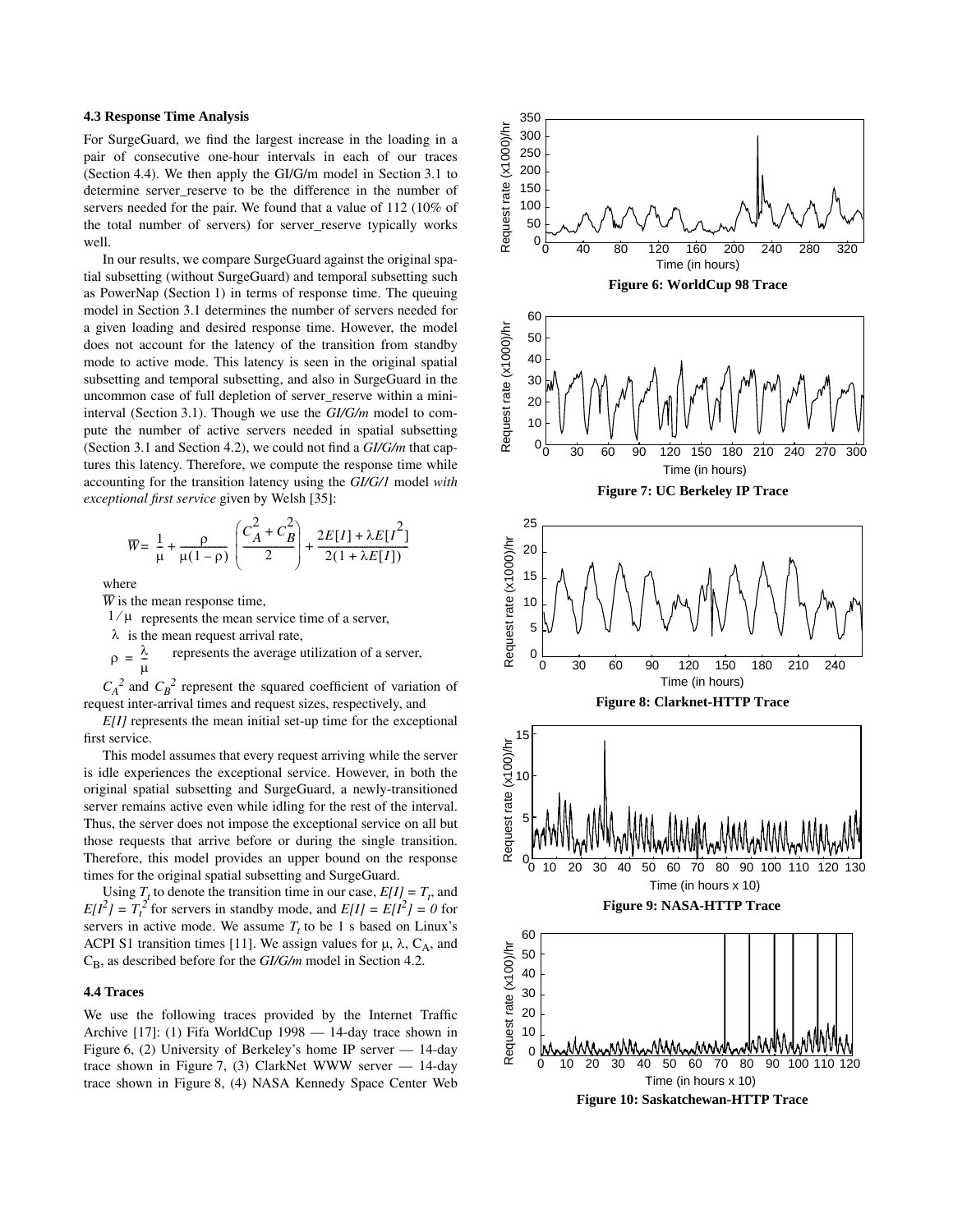### 4.3 Response Time Analysis

For SurgeGuard, we find the largest increase in the loading in a pair of consecutive one-hour intervals in each of our traces (Section 4.4). We then apply the GI/G/m model in Section 3.1 to determine server_reserve to be the difference in the number of servers needed for the pair. We found that a value of 112 (10% of the total number of servers) for server_reserve typically works well.

In our results, we compare SurgeGuard against the original spatial subsetting (without SurgeGuard) and temporal subsetting such as PowerNap (Section 1) in terms of response time. The queuing model in Section 3.1 determines the number of servers needed for a given loading and desired response time. However, the model does not account for the latency of the transition from standby mode to active mode. This latency is seen in the original spatial subsetting and temporal subsetting, and also in SurgeGuard in the uncommon case of full depletion of server_reserve within a mini-interval (Section 3.1). Though we use the *GI/G/m* model to compute the number of active servers needed in spatial subsetting (Section 3.1 and Section 4.2), we could not find a *GI/G/m* that captures this latency. Therefore, we compute the response time while accounting for the transition latency using the *GI/G/1* model *with exceptional first service* given by Welsh [35]:

$$\overline{W} = \frac{1}{\mu} + \frac{\rho}{\mu(1-\rho)}\left(\frac{C_A^2 + C_B^2}{2}\right) + \frac{2E[I] + \lambda E[I^2]}{2(1+\lambda E[I])}$$

where

$\overline{W}$ is the mean response time,

$1/\mu$ represents the mean service time of a server,

$\lambda$ is the mean request arrival rate,

$\rho = \frac{\lambda}{\mu}$ represents the average utilization of a server,

$C_A^2$ and $C_B^2$ represent the squared coefficient of variation of request inter-arrival times and request sizes, respectively, and

$E[I]$ represents the mean initial set-up time for the exceptional first service.

This model assumes that every request arriving while the server is idle experiences the exceptional service. However, in both the original spatial subsetting and SurgeGuard, a newly-transitioned server remains active even while idling for the rest of the interval. Thus, the server does not impose the exceptional service on all but those requests that arrive before or during the single transition. Therefore, this model provides an upper bound on the response times for the original spatial subsetting and SurgeGuard.

Using $T_t$ to denote the transition time in our case, $E[I] = T_t$, and $E[I^2] = T_t^2$ for servers in standby mode, and $E[I] = E[I^2] = 0$ for servers in active mode. We assume $T_t$ to be 1 s based on Linux's ACPI S1 transition times [11]. We assign values for $\mu$, $\lambda$, $C_A$, and $C_B$, as described before for the *GI/G/m* model in Section 4.2.

### 4.4 Traces

We use the following traces provided by the Internet Traffic Archive [17]: (1) Fifa WorldCup 1998 — 14-day trace shown in Figure 6, (2) University of Berkeley's home IP server — 14-day trace shown in Figure 7, (3) ClarkNet WWW server — 14-day trace shown in Figure 8, (4) NASA Kennedy Space Center Web

**Figure 6: WorldCup 98 Trace**

**Figure 7: UC Berkeley IP Trace**

**Figure 8: Clarknet-HTTP Trace**

**Figure 9: NASA-HTTP Trace**

**Figure 10: Saskatchewan-HTTP Trace**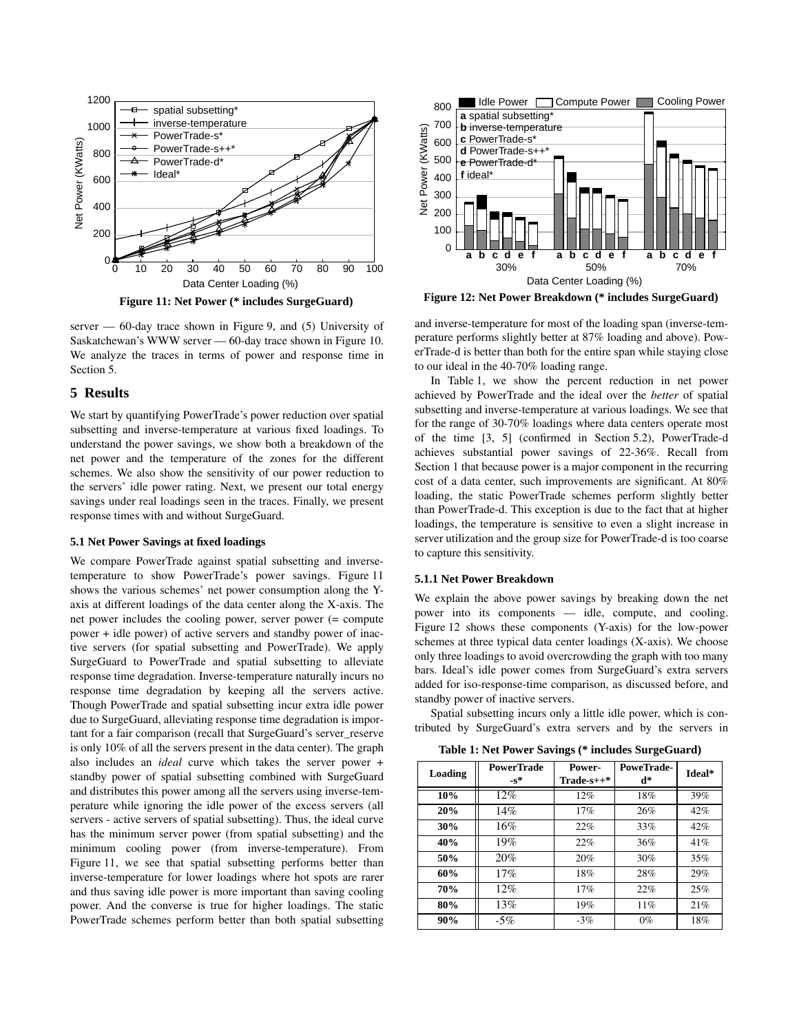Figure 11: Net Power (* includes SurgeGuard)

Figure 12: Net Power Breakdown (* includes SurgeGuard)

server — 60-day trace shown in Figure 9, and (5) University of Saskatchewan's WWW server — 60-day trace shown in Figure 10. We analyze the traces in terms of power and response time in Section 5.

## 5 Results

We start by quantifying PowerTrade's power reduction over spatial subsetting and inverse-temperature at various fixed loadings. To understand the power savings, we show both a breakdown of the net power and the temperature of the zones for the different schemes. We also show the sensitivity of our power reduction to the servers' idle power rating. Next, we present our total energy savings under real loadings seen in the traces. Finally, we present response times with and without SurgeGuard.

### 5.1 Net Power Savings at fixed loadings

We compare PowerTrade against spatial subsetting and inverse-temperature to show PowerTrade's power savings. Figure 11 shows the various schemes' net power consumption along the Y-axis at different loadings of the data center along the X-axis. The net power includes the cooling power, server power (= compute power + idle power) of active servers and standby power of inactive servers (for spatial subsetting and PowerTrade). We apply SurgeGuard to PowerTrade and spatial subsetting to alleviate response time degradation. Inverse-temperature naturally incurs no response time degradation by keeping all the servers active. Though PowerTrade and spatial subsetting incur extra idle power due to SurgeGuard, alleviating response time degradation is important for a fair comparison (recall that SurgeGuard's server_reserve is only 10% of all the servers present in the data center). The graph also includes an *ideal* curve which takes the server power + standby power of spatial subsetting combined with SurgeGuard and distributes this power among all the servers using inverse-temperature while ignoring the idle power of the excess servers (all servers - active servers of spatial subsetting). Thus, the ideal curve has the minimum server power (from spatial subsetting) and the minimum cooling power (from inverse-temperature). From Figure 11, we see that spatial subsetting performs better than inverse-temperature for lower loadings where hot spots are rarer and thus saving idle power is more important than saving cooling power. And the converse is true for higher loadings. The static PowerTrade schemes perform better than both spatial subsetting and inverse-temperature for most of the loading span (inverse-temperature performs slightly better at 87% loading and above). PowerTrade-d is better than both for the entire span while staying close to our ideal in the 40-70% loading range.

In Table 1, we show the percent reduction in net power achieved by PowerTrade and the ideal over the *better* of spatial subsetting and inverse-temperature at various loadings. We see that for the range of 30-70% loadings where data centers operate most of the time [3, 5] (confirmed in Section 5.2), PowerTrade-d achieves substantial power savings of 22-36%. Recall from Section 1 that because power is a major component in the recurring cost of a data center, such improvements are significant. At 80% loading, the static PowerTrade schemes perform slightly better than PowerTrade-d. This exception is due to the fact that at higher loadings, the temperature is sensitive to even a slight increase in server utilization and the group size for PowerTrade-d is too coarse to capture this sensitivity.

#### 5.1.1 Net Power Breakdown

We explain the above power savings by breaking down the net power into its components — idle, compute, and cooling. Figure 12 shows these components (Y-axis) for the low-power schemes at three typical data center loadings (X-axis). We choose only three loadings to avoid overcrowding the graph with too many bars. Ideal's idle power comes from SurgeGuard's extra servers added for iso-response-time comparison, as discussed before, and standby power of inactive servers.

Spatial subsetting incurs only a little idle power, which is contributed by SurgeGuard's extra servers and by the servers in

Table 1: Net Power Savings (* includes SurgeGuard)

| Loading | PowerTrade -s* | Power-Trade-s++* | PoweTrade-d* | Ideal* |
|---|---|---|---|---|
| 10% | 12% | 12% | 18% | 39% |
| 20% | 14% | 17% | 26% | 42% |
| 30% | 16% | 22% | 33% | 42% |
| 40% | 19% | 22% | 36% | 41% |
| 50% | 20% | 20% | 30% | 35% |
| 60% | 17% | 18% | 28% | 29% |
| 70% | 12% | 17% | 22% | 25% |
| 80% | 13% | 19% | 11% | 21% |
| 90% | -5% | -3% | 0% | 18% |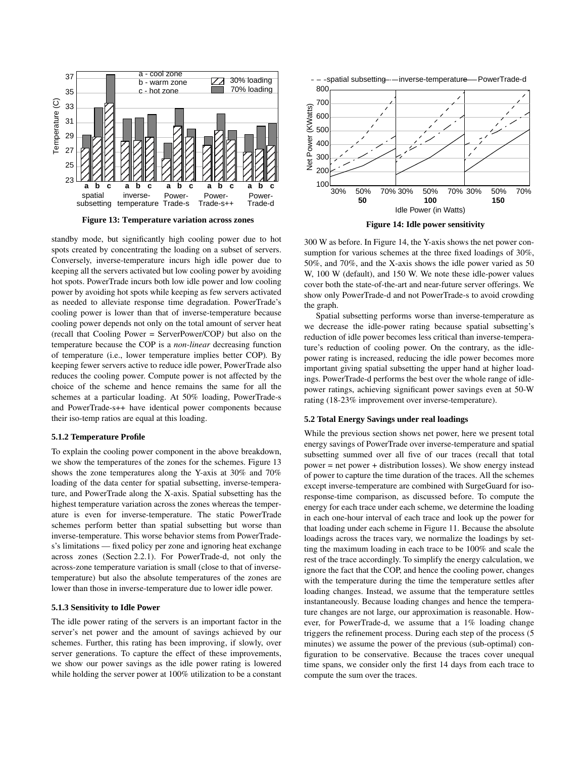**Figure 13: Temperature variation across zones**

**Figure 14: Idle power sensitivity**

standby mode, but significantly high cooling power due to hot spots created by concentrating the loading on a subset of servers. Conversely, inverse-temperature incurs high idle power due to keeping all the servers activated but low cooling power by avoiding hot spots. PowerTrade incurs both low idle power and low cooling power by avoiding hot spots while keeping as few servers activated as needed to alleviate response time degradation. PowerTrade's cooling power is lower than that of inverse-temperature because cooling power depends not only on the total amount of server heat (recall that Cooling Power = ServerPower/COP*)* but also on the temperature because the COP is a *non-linear* decreasing function of temperature (i.e., lower temperature implies better COP). By keeping fewer servers active to reduce idle power, PowerTrade also reduces the cooling power. Compute power is not affected by the choice of the scheme and hence remains the same for all the schemes at a particular loading. At 50% loading, PowerTrade-s and PowerTrade-s++ have identical power components because their iso-temp ratios are equal at this loading.

### 5.1.2 Temperature Profile

To explain the cooling power component in the above breakdown, we show the temperatures of the zones for the schemes. Figure 13 shows the zone temperatures along the Y-axis at 30% and 70% loading of the data center for spatial subsetting, inverse-temperature, and PowerTrade along the X-axis. Spatial subsetting has the highest temperature variation across the zones whereas the temperature is even for inverse-temperature. The static PowerTrade schemes perform better than spatial subsetting but worse than inverse-temperature. This worse behavior stems from PowerTrade-s's limitations — fixed policy per zone and ignoring heat exchange across zones (Section 2.2.1). For PowerTrade-d, not only the across-zone temperature variation is small (close to that of inverse-temperature) but also the absolute temperatures of the zones are lower than those in inverse-temperature due to lower idle power.

### 5.1.3 Sensitivity to Idle Power

The idle power rating of the servers is an important factor in the server's net power and the amount of savings achieved by our schemes. Further, this rating has been improving, if slowly, over server generations. To capture the effect of these improvements, we show our power savings as the idle power rating is lowered while holding the server power at 100% utilization to be a constant 300 W as before. In Figure 14, the Y-axis shows the net power consumption for various schemes at the three fixed loadings of 30%, 50%, and 70%, and the X-axis shows the idle power varied as 50 W, 100 W (default), and 150 W. We note these idle-power values cover both the state-of-the-art and near-future server offerings. We show only PowerTrade-d and not PowerTrade-s to avoid crowding the graph.

Spatial subsetting performs worse than inverse-temperature as we decrease the idle-power rating because spatial subsetting's reduction of idle power becomes less critical than inverse-temperature's reduction of cooling power. On the contrary, as the idle-power rating is increased, reducing the idle power becomes more important giving spatial subsetting the upper hand at higher loadings. PowerTrade-d performs the best over the whole range of idle-power ratings, achieving significant power savings even at 50-W rating (18-23% improvement over inverse-temperature).

### 5.2 Total Energy Savings under real loadings

While the previous section shows net power, here we present total energy savings of PowerTrade over inverse-temperature and spatial subsetting summed over all five of our traces (recall that total power = net power + distribution losses). We show energy instead of power to capture the time duration of the traces. All the schemes except inverse-temperature are combined with SurgeGuard for iso-response-time comparison, as discussed before. To compute the energy for each trace under each scheme, we determine the loading in each one-hour interval of each trace and look up the power for that loading under each scheme in Figure 11. Because the absolute loadings across the traces vary, we normalize the loadings by setting the maximum loading in each trace to be 100% and scale the rest of the trace accordingly. To simplify the energy calculation, we ignore the fact that the COP, and hence the cooling power, changes with the temperature during the time the temperature settles after loading changes. Instead, we assume that the temperature settles instantaneously. Because loading changes and hence the temperature changes are not large, our approximation is reasonable. However, for PowerTrade-d, we assume that a 1% loading change triggers the refinement process. During each step of the process (5 minutes) we assume the power of the previous (sub-optimal) configuration to be conservative. Because the traces cover unequal time spans, we consider only the first 14 days from each trace to compute the sum over the traces.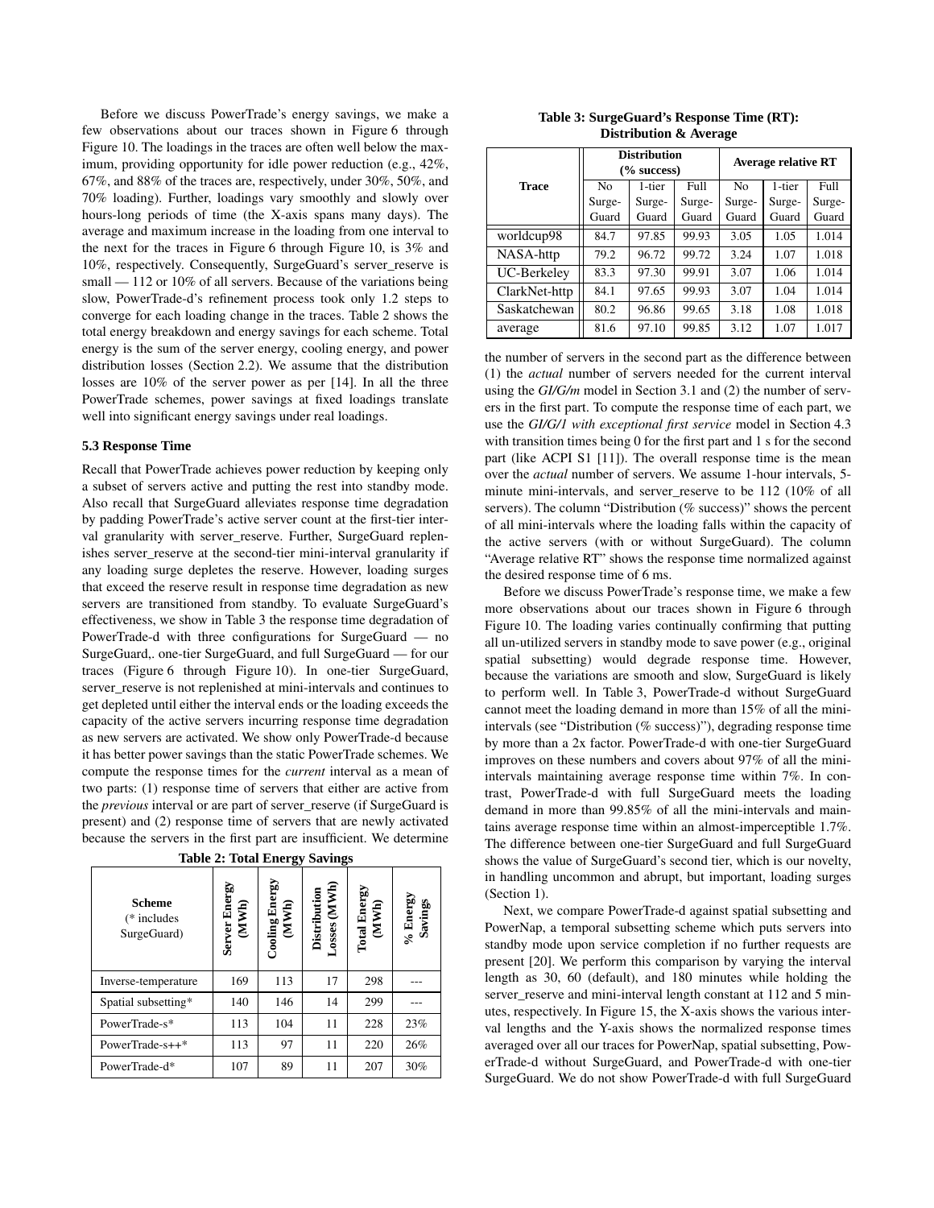Before we discuss PowerTrade's energy savings, we make a few observations about our traces shown in Figure 6 through Figure 10. The loadings in the traces are often well below the maximum, providing opportunity for idle power reduction (e.g., 42%, 67%, and 88% of the traces are, respectively, under 30%, 50%, and 70% loading). Further, loadings vary smoothly and slowly over hours-long periods of time (the X-axis spans many days). The average and maximum increase in the loading from one interval to the next for the traces in Figure 6 through Figure 10, is 3% and 10%, respectively. Consequently, SurgeGuard's server_reserve is small — 112 or 10% of all servers. Because of the variations being slow, PowerTrade-d's refinement process took only 1.2 steps to converge for each loading change in the traces. Table 2 shows the total energy breakdown and energy savings for each scheme. Total energy is the sum of the server energy, cooling energy, and power distribution losses (Section 2.2). We assume that the distribution losses are 10% of the server power as per [14]. In all the three PowerTrade schemes, power savings at fixed loadings translate well into significant energy savings under real loadings.

### 5.3 Response Time

Recall that PowerTrade achieves power reduction by keeping only a subset of servers active and putting the rest into standby mode. Also recall that SurgeGuard alleviates response time degradation by padding PowerTrade's active server count at the first-tier interval granularity with server_reserve. Further, SurgeGuard replenishes server_reserve at the second-tier mini-interval granularity if any loading surge depletes the reserve. However, loading surges that exceed the reserve result in response time degradation as new servers are transitioned from standby. To evaluate SurgeGuard's effectiveness, we show in Table 3 the response time degradation of PowerTrade-d with three configurations for SurgeGuard — no SurgeGuard,. one-tier SurgeGuard, and full SurgeGuard — for our traces (Figure 6 through Figure 10). In one-tier SurgeGuard, server_reserve is not replenished at mini-intervals and continues to get depleted until either the interval ends or the loading exceeds the capacity of the active servers incurring response time degradation as new servers are activated. We show only PowerTrade-d because it has better power savings than the static PowerTrade schemes. We compute the response times for the *current* interval as a mean of two parts: (1) response time of servers that either are active from the *previous* interval or are part of server_reserve (if SurgeGuard is present) and (2) response time of servers that are newly activated because the servers in the first part are insufficient. We determine the number of servers in the second part as the difference between (1) the *actual* number of servers needed for the current interval using the *GI/G/m* model in Section 3.1 and (2) the number of servers in the first part. To compute the response time of each part, we use the *GI/G/1 with exceptional first service* model in Section 4.3 with transition times being 0 for the first part and 1 s for the second part (like ACPI S1 [11]). The overall response time is the mean over the *actual* number of servers. We assume 1-hour intervals, 5-minute mini-intervals, and server_reserve to be 112 (10% of all servers). The column "Distribution (% success)" shows the percent of all mini-intervals where the loading falls within the capacity of the active servers (with or without SurgeGuard). The column "Average relative RT" shows the response time normalized against the desired response time of 6 ms.

**Table 2: Total Energy Savings**

| Scheme (* includes SurgeGuard) | Server Energy (MWh) | Cooling Energy (MWh) | Distribution Losses (MWh) | Total Energy (MWh) | % Energy Savings |
|---|---|---|---|---|---|
| Inverse-temperature | 169 | 113 | 17 | 298 | --- |
| Spatial subsetting* | 140 | 146 | 14 | 299 | --- |
| PowerTrade-s* | 113 | 104 | 11 | 228 | 23% |
| PowerTrade-s++* | 113 | 97 | 11 | 220 | 26% |
| PowerTrade-d* | 107 | 89 | 11 | 207 | 30% |

**Table 3: SurgeGuard's Response Time (RT): Distribution & Average**

| Trace | Distribution (% success) | | | Average relative RT | | |
|---|---|---|---|---|---|---|
| | No Surge-Guard | 1-tier Surge-Guard | Full Surge-Guard | No Surge-Guard | 1-tier Surge-Guard | Full Surge-Guard |
| worldcup98 | 84.7 | 97.85 | 99.93 | 3.05 | 1.05 | 1.014 |
| NASA-http | 79.2 | 96.72 | 99.72 | 3.24 | 1.07 | 1.018 |
| UC-Berkeley | 83.3 | 97.30 | 99.91 | 3.07 | 1.06 | 1.014 |
| ClarkNet-http | 84.1 | 97.65 | 99.93 | 3.07 | 1.04 | 1.014 |
| Saskatchewan | 80.2 | 96.86 | 99.65 | 3.18 | 1.08 | 1.018 |
| average | 81.6 | 97.10 | 99.85 | 3.12 | 1.07 | 1.017 |

Before we discuss PowerTrade's response time, we make a few more observations about our traces shown in Figure 6 through Figure 10. The loading varies continually confirming that putting all un-utilized servers in standby mode to save power (e.g., original spatial subsetting) would degrade response time. However, because the variations are smooth and slow, SurgeGuard is likely to perform well. In Table 3, PowerTrade-d without SurgeGuard cannot meet the loading demand in more than 15% of all the mini-intervals (see "Distribution (% success)"), degrading response time by more than a 2x factor. PowerTrade-d with one-tier SurgeGuard improves on these numbers and covers about 97% of all the mini-intervals maintaining average response time within 7%. In contrast, PowerTrade-d with full SurgeGuard meets the loading demand in more than 99.85% of all the mini-intervals and maintains average response time within an almost-imperceptible 1.7%. The difference between one-tier SurgeGuard and full SurgeGuard shows the value of SurgeGuard's second tier, which is our novelty, in handling uncommon and abrupt, but important, loading surges (Section 1).

Next, we compare PowerTrade-d against spatial subsetting and PowerNap, a temporal subsetting scheme which puts servers into standby mode upon service completion if no further requests are present [20]. We perform this comparison by varying the interval length as 30, 60 (default), and 180 minutes while holding the server_reserve and mini-interval length constant at 112 and 5 minutes, respectively. In Figure 15, the X-axis shows the various interval lengths and the Y-axis shows the normalized response times averaged over all our traces for PowerNap, spatial subsetting, PowerTrade-d without SurgeGuard, and PowerTrade-d with one-tier SurgeGuard. We do not show PowerTrade-d with full SurgeGuard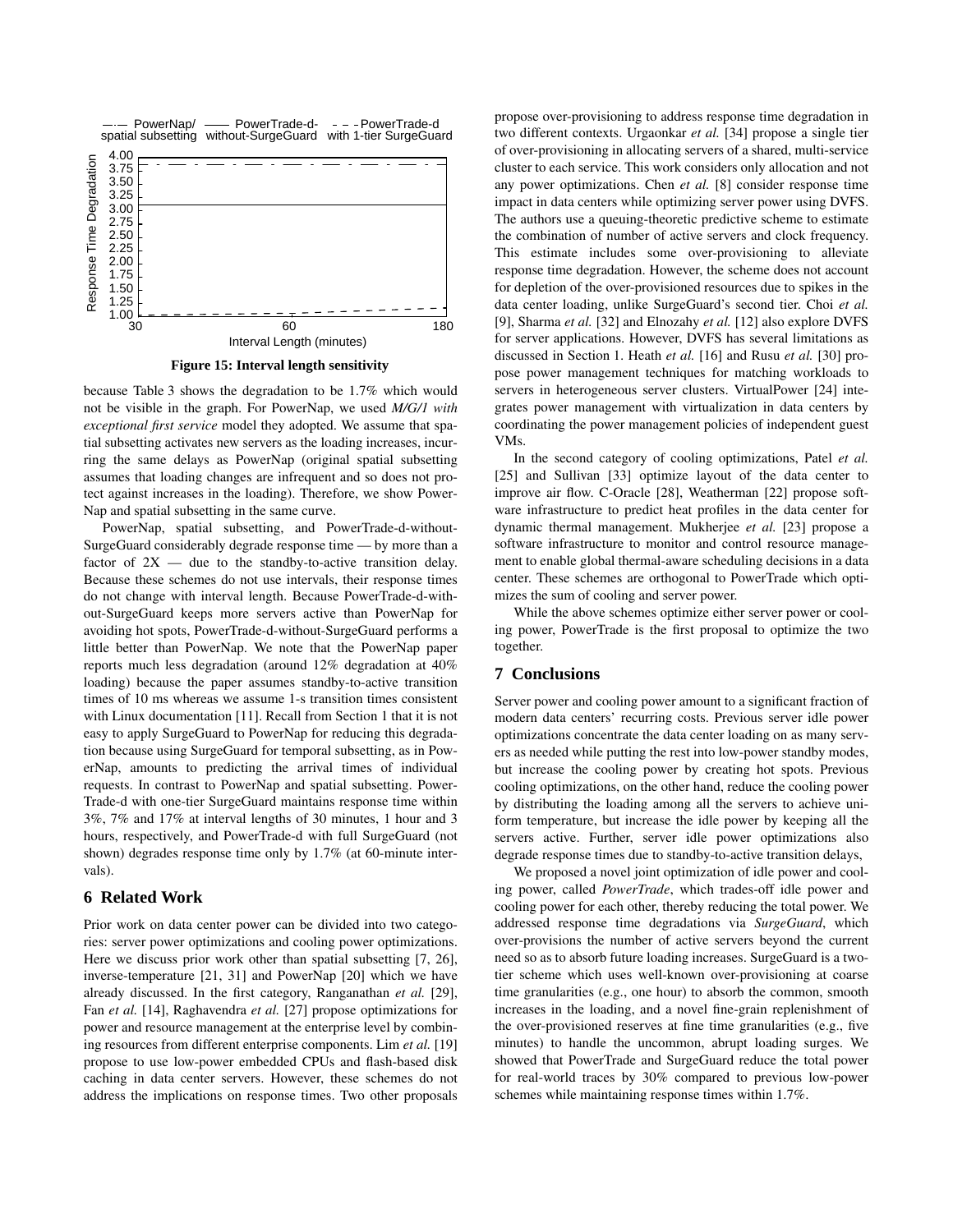**Figure 15: Interval length sensitivity**

because Table 3 shows the degradation to be 1.7% which would not be visible in the graph. For PowerNap, we used *M/G/1 with exceptional first service* model they adopted. We assume that spatial subsetting activates new servers as the loading increases, incurring the same delays as PowerNap (original spatial subsetting assumes that loading changes are infrequent and so does not protect against increases in the loading). Therefore, we show PowerNap and spatial subsetting in the same curve.

PowerNap, spatial subsetting, and PowerTrade-d-without-SurgeGuard considerably degrade response time — by more than a factor of 2X — due to the standby-to-active transition delay. Because these schemes do not use intervals, their response times do not change with interval length. Because PowerTrade-d-without-SurgeGuard keeps more servers active than PowerNap for avoiding hot spots, PowerTrade-d-without-SurgeGuard performs a little better than PowerNap. We note that the PowerNap paper reports much less degradation (around 12% degradation at 40% loading) because the paper assumes standby-to-active transition times of 10 ms whereas we assume 1-s transition times consistent with Linux documentation [11]. Recall from Section 1 that it is not easy to apply SurgeGuard to PowerNap for reducing this degradation because using SurgeGuard for temporal subsetting, as in PowerNap, amounts to predicting the arrival times of individual requests. In contrast to PowerNap and spatial subsetting. PowerTrade-d with one-tier SurgeGuard maintains response time within 3%, 7% and 17% at interval lengths of 30 minutes, 1 hour and 3 hours, respectively, and PowerTrade-d with full SurgeGuard (not shown) degrades response time only by 1.7% (at 60-minute intervals).

## 6 Related Work

Prior work on data center power can be divided into two categories: server power optimizations and cooling power optimizations. Here we discuss prior work other than spatial subsetting [7, 26], inverse-temperature [21, 31] and PowerNap [20] which we have already discussed. In the first category, Ranganathan *et al.* [29], Fan *et al.* [14], Raghavendra *et al.* [27] propose optimizations for power and resource management at the enterprise level by combining resources from different enterprise components. Lim *et al.* [19] propose to use low-power embedded CPUs and flash-based disk caching in data center servers. However, these schemes do not address the implications on response times. Two other proposals propose over-provisioning to address response time degradation in two different contexts. Urgaonkar *et al.* [34] propose a single tier of over-provisioning in allocating servers of a shared, multi-service cluster to each service. This work considers only allocation and not any power optimizations. Chen *et al.* [8] consider response time impact in data centers while optimizing server power using DVFS. The authors use a queuing-theoretic predictive scheme to estimate the combination of number of active servers and clock frequency. This estimate includes some over-provisioning to alleviate response time degradation. However, the scheme does not account for depletion of the over-provisioned resources due to spikes in the data center loading, unlike SurgeGuard's second tier. Choi *et al.* [9], Sharma *et al.* [32] and Elnozahy *et al.* [12] also explore DVFS for server applications. However, DVFS has several limitations as discussed in Section 1. Heath *et al.* [16] and Rusu *et al.* [30] propose power management techniques for matching workloads to servers in heterogeneous server clusters. VirtualPower [24] integrates power management with virtualization in data centers by coordinating the power management policies of independent guest VMs.

In the second category of cooling optimizations, Patel *et al.* [25] and Sullivan [33] optimize layout of the data center to improve air flow. C-Oracle [28], Weatherman [22] propose software infrastructure to predict heat profiles in the data center for dynamic thermal management. Mukherjee *et al.* [23] propose a software infrastructure to monitor and control resource management to enable global thermal-aware scheduling decisions in a data center. These schemes are orthogonal to PowerTrade which optimizes the sum of cooling and server power.

While the above schemes optimize either server power or cooling power, PowerTrade is the first proposal to optimize the two together.

## 7 Conclusions

Server power and cooling power amount to a significant fraction of modern data centers' recurring costs. Previous server idle power optimizations concentrate the data center loading on as many servers as needed while putting the rest into low-power standby modes, but increase the cooling power by creating hot spots. Previous cooling optimizations, on the other hand, reduce the cooling power by distributing the loading among all the servers to achieve uniform temperature, but increase the idle power by keeping all the servers active. Further, server idle power optimizations also degrade response times due to standby-to-active transition delays,

We proposed a novel joint optimization of idle power and cooling power, called *PowerTrade*, which trades-off idle power and cooling power for each other, thereby reducing the total power. We addressed response time degradations via *SurgeGuard*, which over-provisions the number of active servers beyond the current need so as to absorb future loading increases. SurgeGuard is a two-tier scheme which uses well-known over-provisioning at coarse time granularities (e.g., one hour) to absorb the common, smooth increases in the loading, and a novel fine-grain replenishment of the over-provisioned reserves at fine time granularities (e.g., five minutes) to handle the uncommon, abrupt loading surges. We showed that PowerTrade and SurgeGuard reduce the total power for real-world traces by 30% compared to previous low-power schemes while maintaining response times within 1.7%.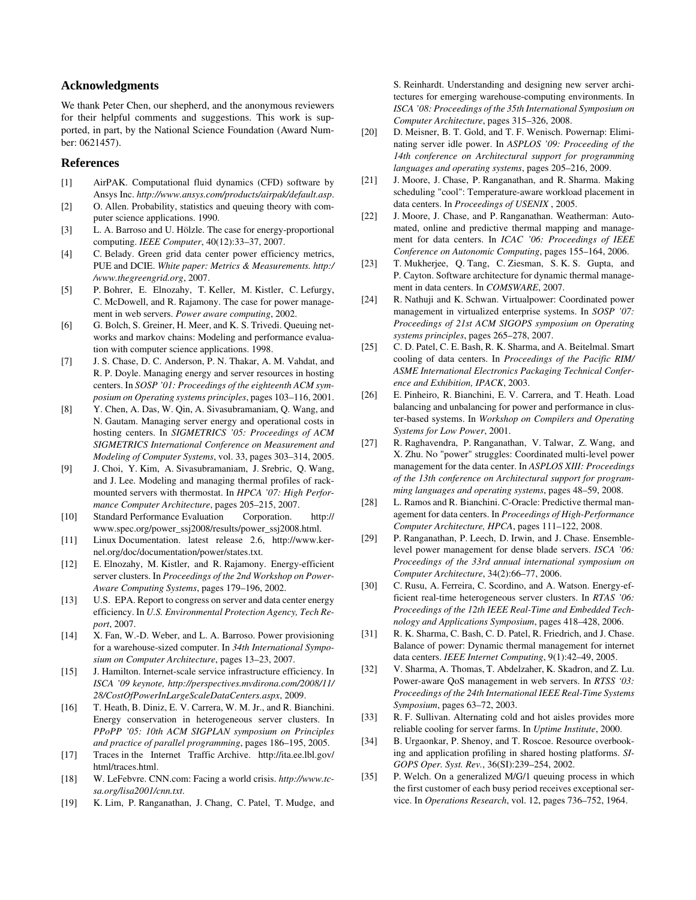## Acknowledgments

We thank Peter Chen, our shepherd, and the anonymous reviewers for their helpful comments and suggestions. This work is supported, in part, by the National Science Foundation (Award Number: 0621457).

## References

[1] AirPAK. Computational fluid dynamics (CFD) software by Ansys Inc. *http://www.ansys.com/products/airpak/default.asp*.

[2] O. Allen. Probability, statistics and queuing theory with computer science applications. 1990.

[3] L. A. Barroso and U. Hölzle. The case for energy-proportional computing. *IEEE Computer*, 40(12):33–37, 2007.

[4] C. Belady. Green grid data center power efficiency metrics, PUE and DCIE. *White paper: Metrics & Measurements. http://www.thegreengrid.org*, 2007.

[5] P. Bohrer, E. Elnozahy, T. Keller, M. Kistler, C. Lefurgy, C. McDowell, and R. Rajamony. The case for power management in web servers. *Power aware computing*, 2002.

[6] G. Bolch, S. Greiner, H. Meer, and K. S. Trivedi. Queuing networks and markov chains: Modeling and performance evaluation with computer science applications. 1998.

[7] J. S. Chase, D. C. Anderson, P. N. Thakar, A. M. Vahdat, and R. P. Doyle. Managing energy and server resources in hosting centers. In *SOSP '01: Proceedings of the eighteenth ACM symposium on Operating systems principles*, pages 103–116, 2001.

[8] Y. Chen, A. Das, W. Qin, A. Sivasubramaniam, Q. Wang, and N. Gautam. Managing server energy and operational costs in hosting centers. In *SIGMETRICS '05: Proceedings of ACM SIGMETRICS International Conference on Measurement and Modeling of Computer Systems*, vol. 33, pages 303–314, 2005.

[9] J. Choi, Y. Kim, A. Sivasubramaniam, J. Srebric, Q. Wang, and J. Lee. Modeling and managing thermal profiles of rack-mounted servers with thermostat. In *HPCA '07: High Performance Computer Architecture*, pages 205–215, 2007.

[10] Standard Performance Evaluation Corporation. http://www.spec.org/power_ssj2008/results/power_ssj2008.html.

[11] Linux Documentation. latest release 2.6, http://www.kernel.org/doc/documentation/power/states.txt.

[12] E. Elnozahy, M. Kistler, and R. Rajamony. Energy-efficient server clusters. In *Proceedings of the 2nd Workshop on Power-Aware Computing Systems*, pages 179–196, 2002.

[13] U.S. EPA. Report to congress on server and data center energy efficiency. In *U.S. Environmental Protection Agency, Tech Report*, 2007.

[14] X. Fan, W.-D. Weber, and L. A. Barroso. Power provisioning for a warehouse-sized computer. In *34th International Symposium on Computer Architecture*, pages 13–23, 2007.

[15] J. Hamilton. Internet-scale service infrastructure efficiency. In *ISCA '09 keynote, http://perspectives.mvdirona.com/2008/11/28/CostOfPowerInLargeScaleDataCenters.aspx*, 2009.

[16] T. Heath, B. Diniz, E. V. Carrera, W. M. Jr., and R. Bianchini. Energy conservation in heterogeneous server clusters. In *PPoPP '05: 10th ACM SIGPLAN symposium on Principles and practice of parallel programming*, pages 186–195, 2005.

[17] Traces in the Internet Traffic Archive. http://ita.ee.lbl.gov/html/traces.html.

[18] W. LeFebvre. CNN.com: Facing a world crisis. *http://www.tcsa.org/lisa2001/cnn.txt*.

[19] K. Lim, P. Ranganathan, J. Chang, C. Patel, T. Mudge, and S. Reinhardt. Understanding and designing new server architectures for emerging warehouse-computing environments. In *ISCA '08: Proceedings of the 35th International Symposium on Computer Architecture*, pages 315–326, 2008.

[20] D. Meisner, B. T. Gold, and T. F. Wenisch. Powernap: Eliminating server idle power. In *ASPLOS '09: Proceeding of the 14th conference on Architectural support for programming languages and operating systems*, pages 205–216, 2009.

[21] J. Moore, J. Chase, P. Ranganathan, and R. Sharma. Making scheduling "cool": Temperature-aware workload placement in data centers. In *Proceedings of USENIX* , 2005.

[22] J. Moore, J. Chase, and P. Ranganathan. Weatherman: Automated, online and predictive thermal mapping and management for data centers. In *ICAC '06: Proceedings of IEEE Conference on Autonomic Computing*, pages 155–164, 2006.

[23] T. Mukherjee, Q. Tang, C. Ziesman, S. K. S. Gupta, and P. Cayton. Software architecture for dynamic thermal management in data centers. In *COMSWARE*, 2007.

[24] R. Nathuji and K. Schwan. Virtualpower: Coordinated power management in virtualized enterprise systems. In *SOSP '07: Proceedings of 21st ACM SIGOPS symposium on Operating systems principles*, pages 265–278, 2007.

[25] C. D. Patel, C. E. Bash, R. K. Sharma, and A. Beitelmal. Smart cooling of data centers. In *Proceedings of the Pacific RIM/ ASME International Electronics Packaging Technical Conference and Exhibition, IPACK*, 2003.

[26] E. Pinheiro, R. Bianchini, E. V. Carrera, and T. Heath. Load balancing and unbalancing for power and performance in cluster-based systems. In *Workshop on Compilers and Operating Systems for Low Power*, 2001.

[27] R. Raghavendra, P. Ranganathan, V. Talwar, Z. Wang, and X. Zhu. No "power" struggles: Coordinated multi-level power management for the data center. In *ASPLOS XIII: Proceedings of the 13th conference on Architectural support for programming languages and operating systems*, pages 48–59, 2008.

[28] L. Ramos and R. Bianchini. C-Oracle: Predictive thermal management for data centers. In *Proceedings of High-Performance Computer Architecture, HPCA*, pages 111–122, 2008.

[29] P. Ranganathan, P. Leech, D. Irwin, and J. Chase. Ensemble-level power management for dense blade servers. *ISCA '06: Proceedings of the 33rd annual international symposium on Computer Architecture*, 34(2):66–77, 2006.

[30] C. Rusu, A. Ferreira, C. Scordino, and A. Watson. Energy-efficient real-time heterogeneous server clusters. In *RTAS '06: Proceedings of the 12th IEEE Real-Time and Embedded Technology and Applications Symposium*, pages 418–428, 2006.

[31] R. K. Sharma, C. Bash, C. D. Patel, R. Friedrich, and J. Chase. Balance of power: Dynamic thermal management for internet data centers. *IEEE Internet Computing*, 9(1):42–49, 2005.

[32] V. Sharma, A. Thomas, T. Abdelzaher, K. Skadron, and Z. Lu. Power-aware QoS management in web servers. In *RTSS '03: Proceedings of the 24th International IEEE Real-Time Systems Symposium*, pages 63–72, 2003.

[33] R. F. Sullivan. Alternating cold and hot aisles provides more reliable cooling for server farms. In *Uptime Institute*, 2000.

[34] B. Urgaonkar, P. Shenoy, and T. Roscoe. Resource overbooking and application profiling in shared hosting platforms. *SIGOPS Oper. Syst. Rev.*, 36(SI):239–254, 2002.

[35] P. Welch. On a generalized M/G/1 queuing process in which the first customer of each busy period receives exceptional service. In *Operations Research*, vol. 12, pages 736–752, 1964.